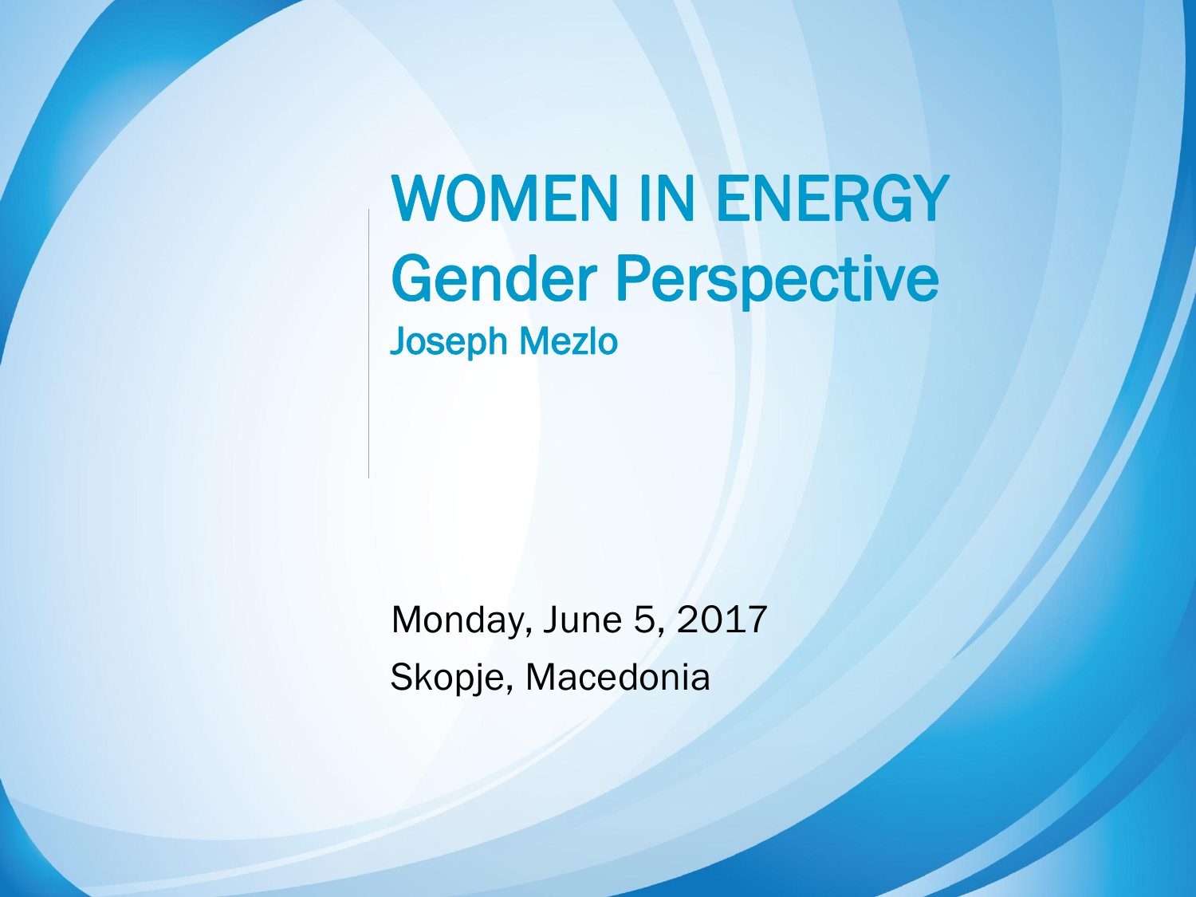# WOMEN IN ENERGY

## Gender Perspective

### Joseph Mezlo

Monday, June 5, 2017

Skopje, Macedonia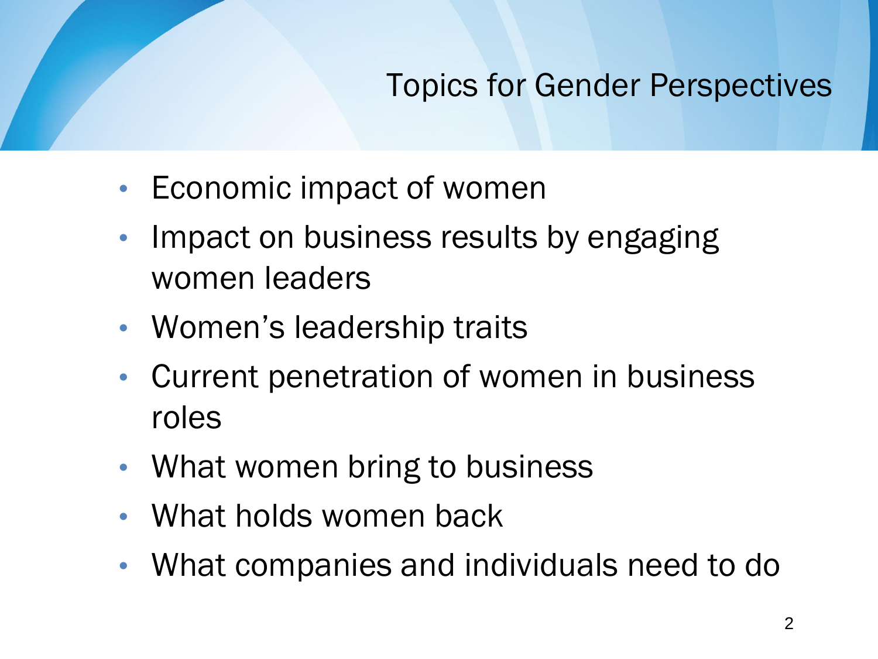# Topics for Gender Perspectives

- Economic impact of women
- Impact on business results by engaging women leaders
- Women's leadership traits
- Current penetration of women in business roles
- What women bring to business
- What holds women back
- What companies and individuals need to do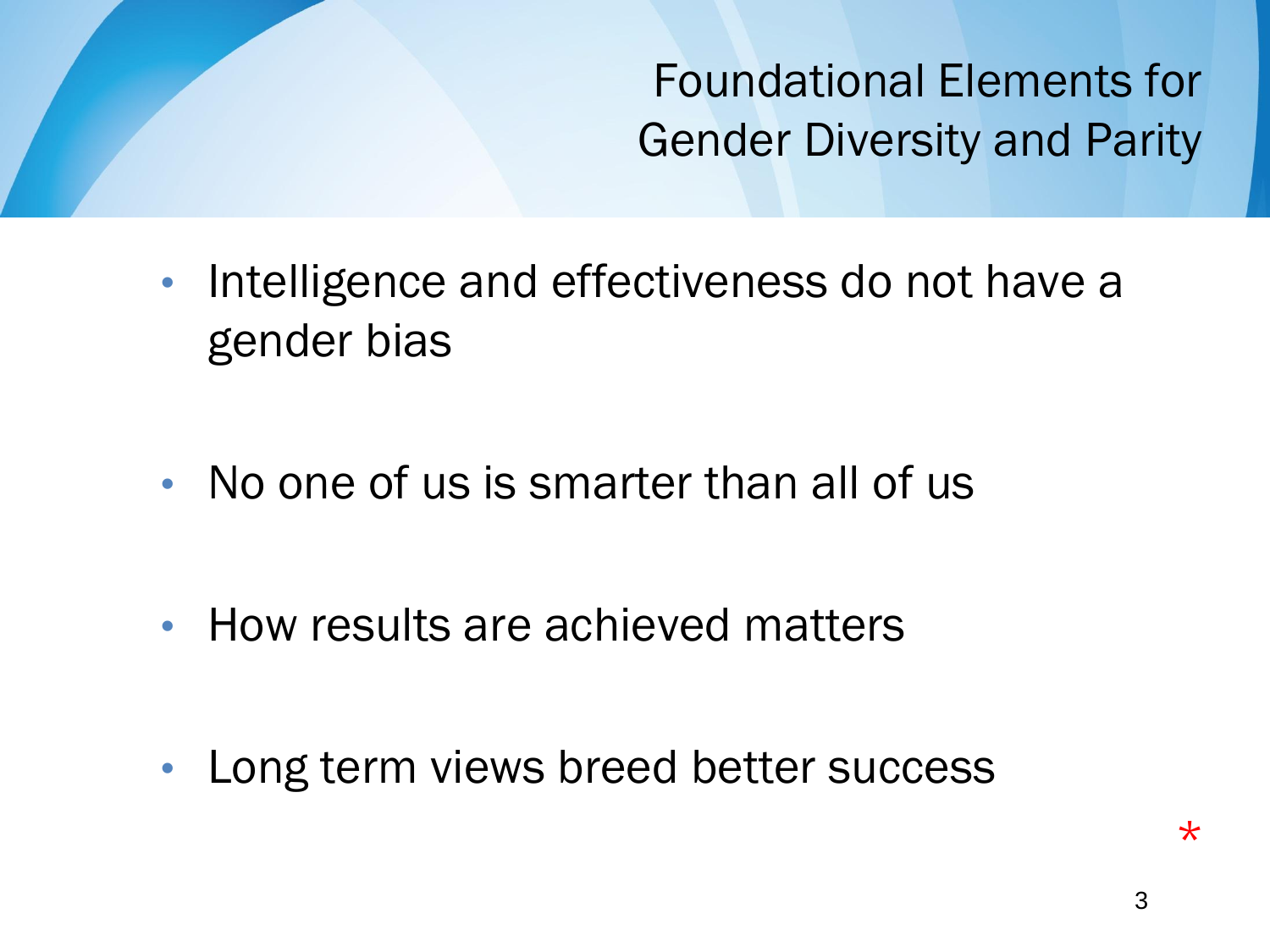# Foundational Elements for Gender Diversity and Parity

- Intelligence and effectiveness do not have a gender bias
- No one of us is smarter than all of us
- How results are achieved matters
- Long term views breed better success

*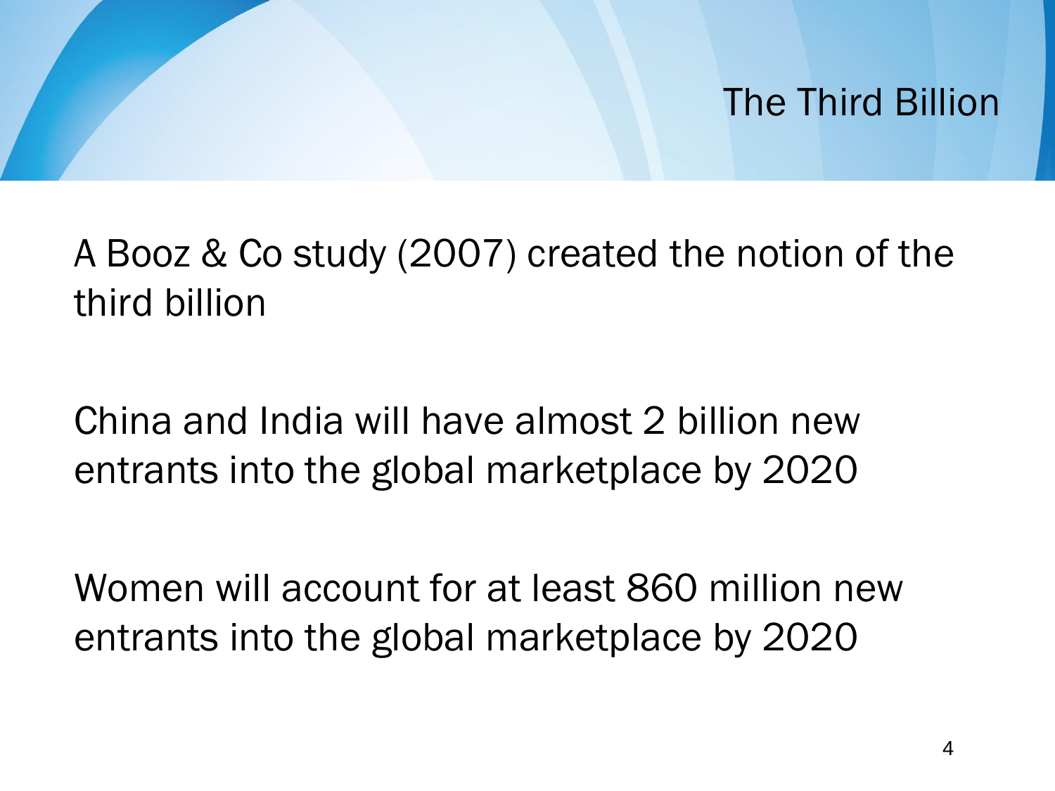# The Third Billion

A Booz & Co study (2007) created the notion of the third billion

China and India will have almost 2 billion new entrants into the global marketplace by 2020

Women will account for at least 860 million new entrants into the global marketplace by 2020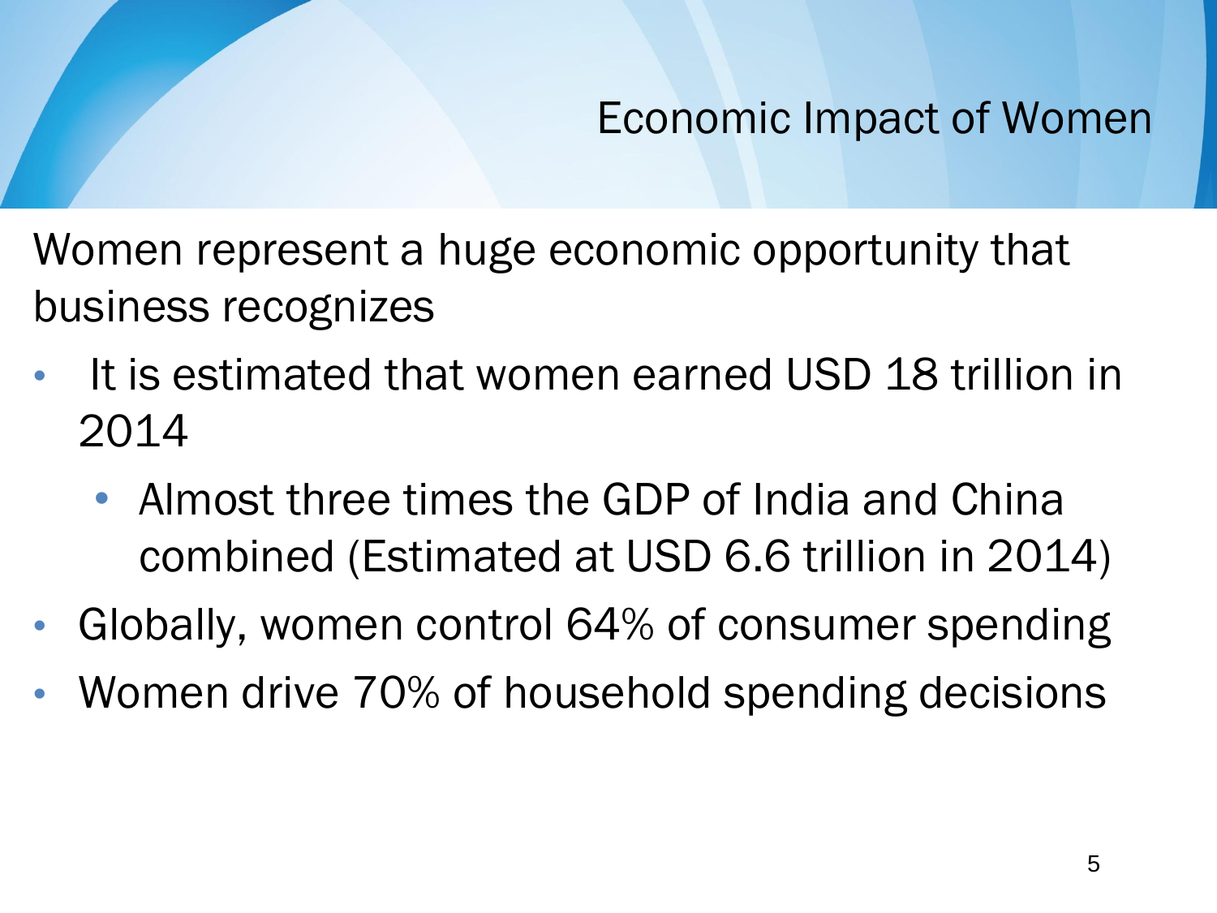# Economic Impact of Women

Women represent a huge economic opportunity that business recognizes

- It is estimated that women earned USD 18 trillion in 2014
  - Almost three times the GDP of India and China combined (Estimated at USD 6.6 trillion in 2014)
- Globally, women control 64% of consumer spending
- Women drive 70% of household spending decisions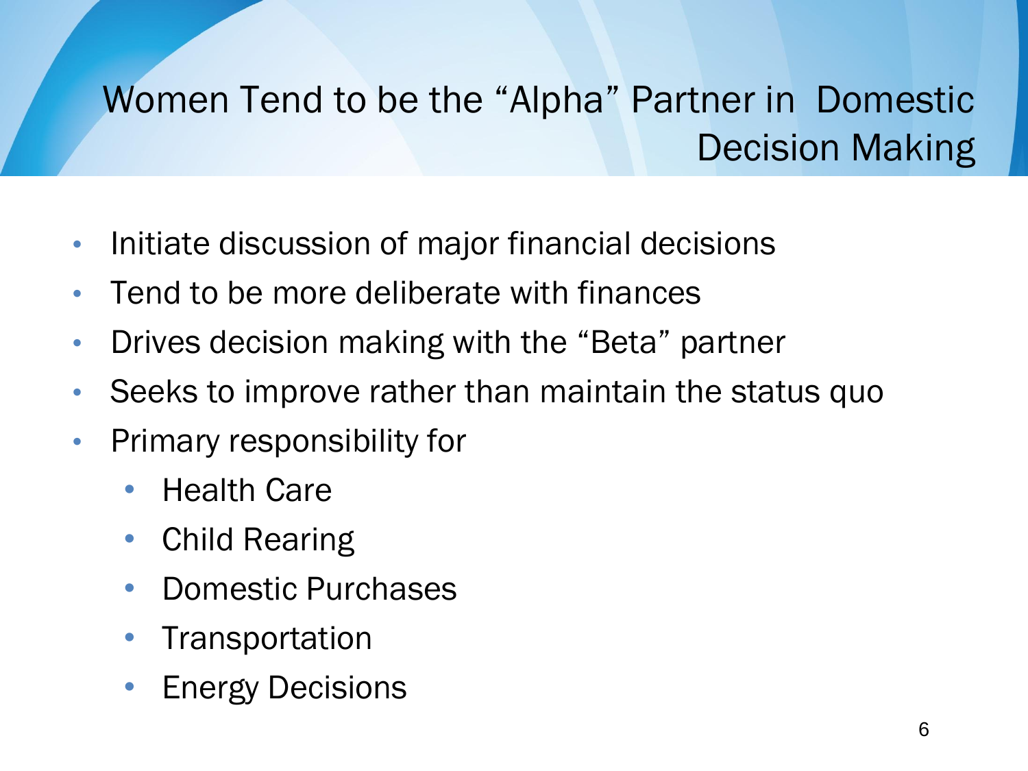# Women Tend to be the "Alpha" Partner in Domestic Decision Making

- Initiate discussion of major financial decisions
- Tend to be more deliberate with finances
- Drives decision making with the "Beta" partner
- Seeks to improve rather than maintain the status quo
- Primary responsibility for
  - Health Care
  - Child Rearing
  - Domestic Purchases
  - Transportation
  - Energy Decisions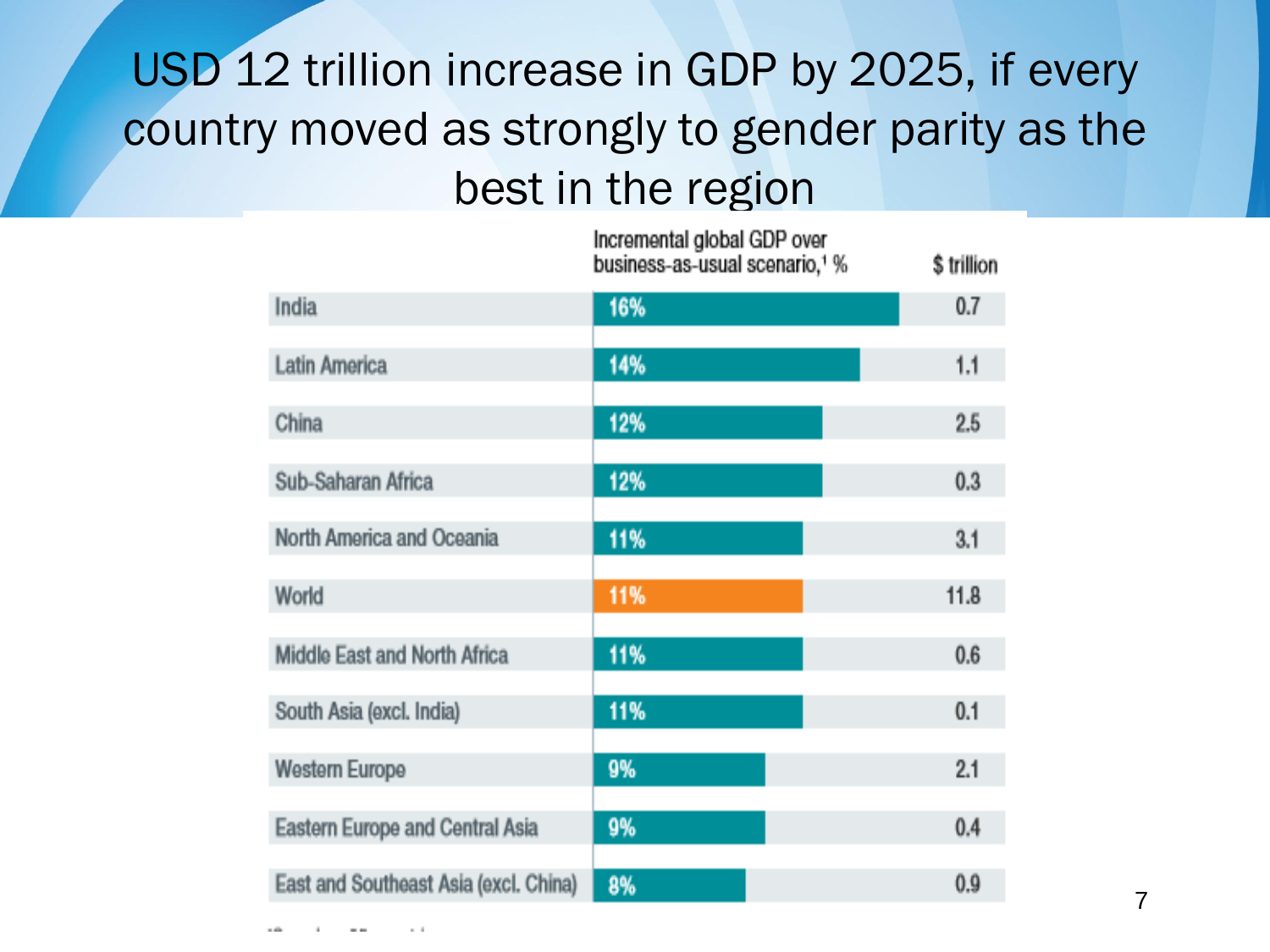# USD 12 trillion increase in GDP by 2025, if every country moved as strongly to gender parity as the best in the region

| | Incremental global GDP over business-as-usual scenario,[1] % | $ trillion |
|---|---|---|
| India | 16% | 0.7 |
| Latin America | 14% | 1.1 |
| China | 12% | 2.5 |
| Sub-Saharan Africa | 12% | 0.3 |
| North America and Oceania | 11% | 3.1 |
| World | 11% | 11.8 |
| Middle East and North Africa | 11% | 0.6 |
| South Asia (excl. India) | 11% | 0.1 |
| Western Europe | 9% | 2.1 |
| Eastern Europe and Central Asia | 9% | 0.4 |
| East and Southeast Asia (excl. China) | 8% | 0.9 |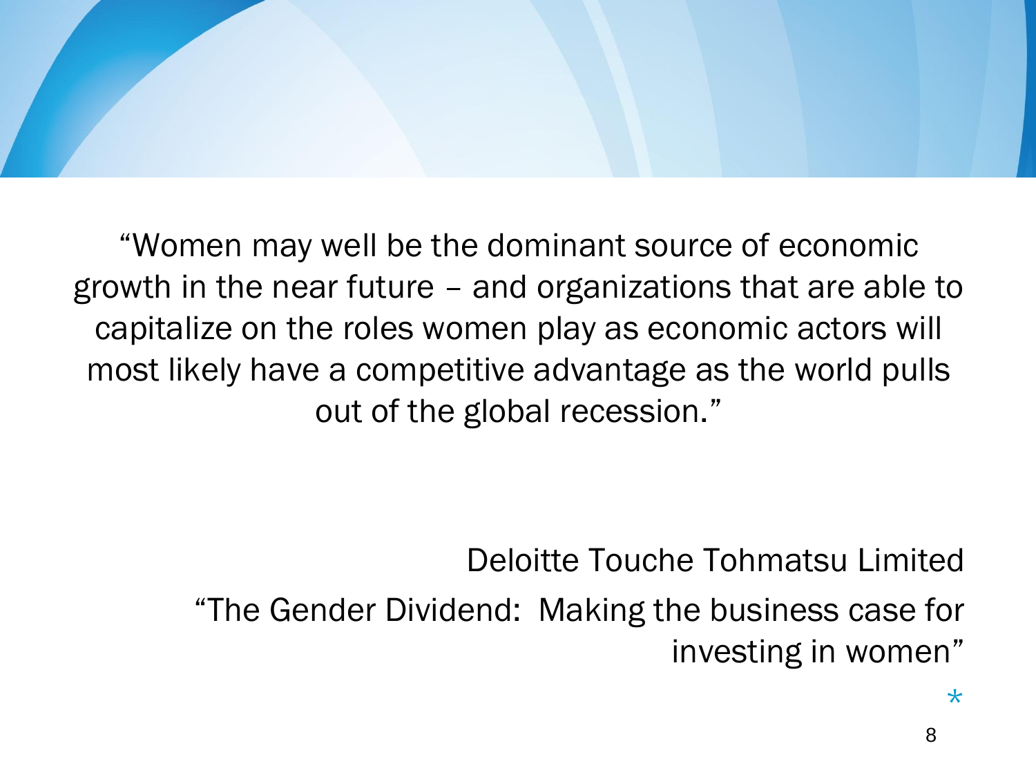"Women may well be the dominant source of economic growth in the near future – and organizations that are able to capitalize on the roles women play as economic actors will most likely have a competitive advantage as the world pulls out of the global recession."

Deloitte Touche Tohmatsu Limited

"The Gender Dividend: Making the business case for investing in women"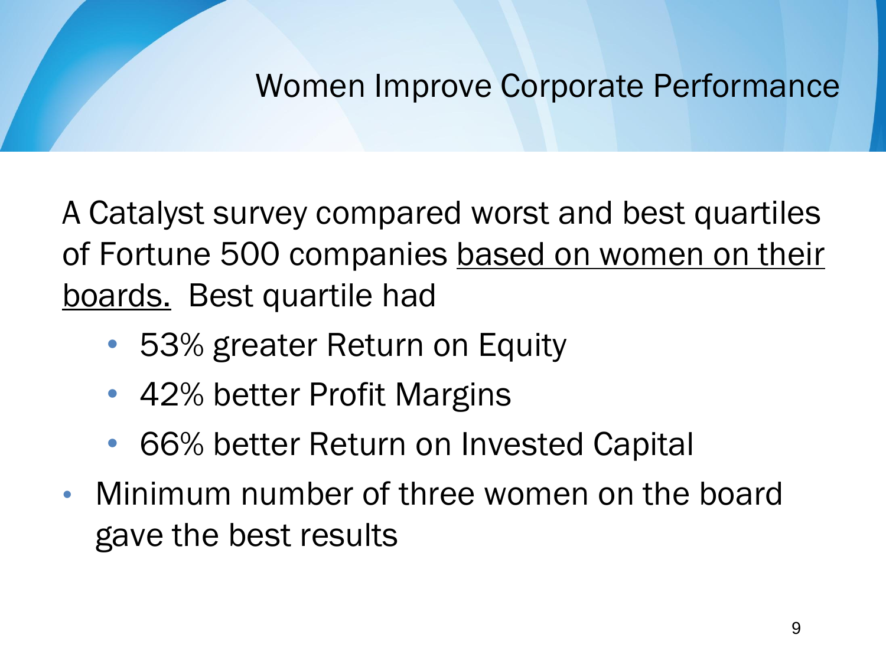# Women Improve Corporate Performance

A Catalyst survey compared worst and best quartiles of Fortune 500 companies based on women on their boards. Best quartile had

- 53% greater Return on Equity
- 42% better Profit Margins
- 66% better Return on Invested Capital

- Minimum number of three women on the board gave the best results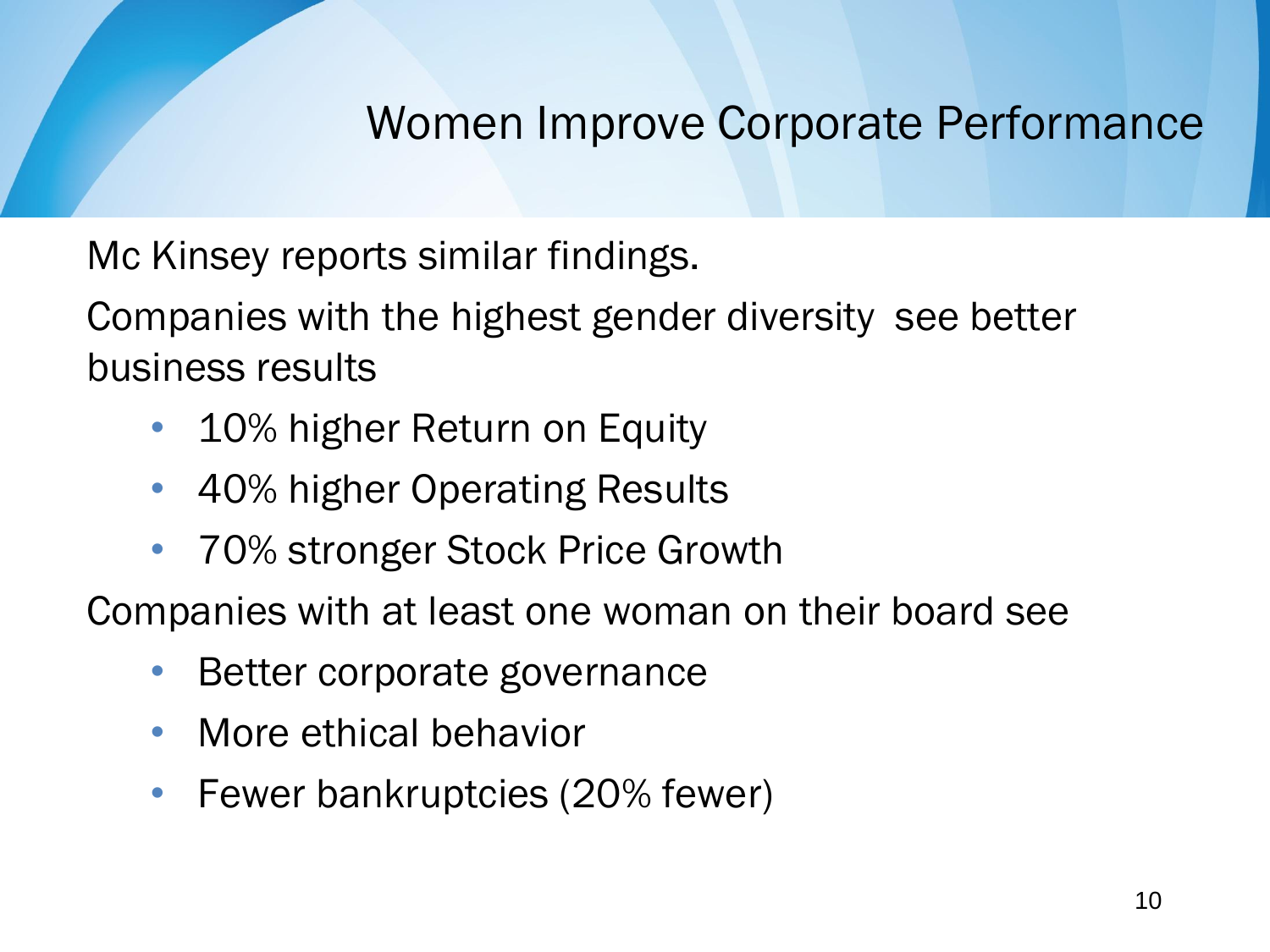# Women Improve Corporate Performance

Mc Kinsey reports similar findings.

Companies with the highest gender diversity see better business results

- 10% higher Return on Equity
- 40% higher Operating Results
- 70% stronger Stock Price Growth

Companies with at least one woman on their board see

- Better corporate governance
- More ethical behavior
- Fewer bankruptcies (20% fewer)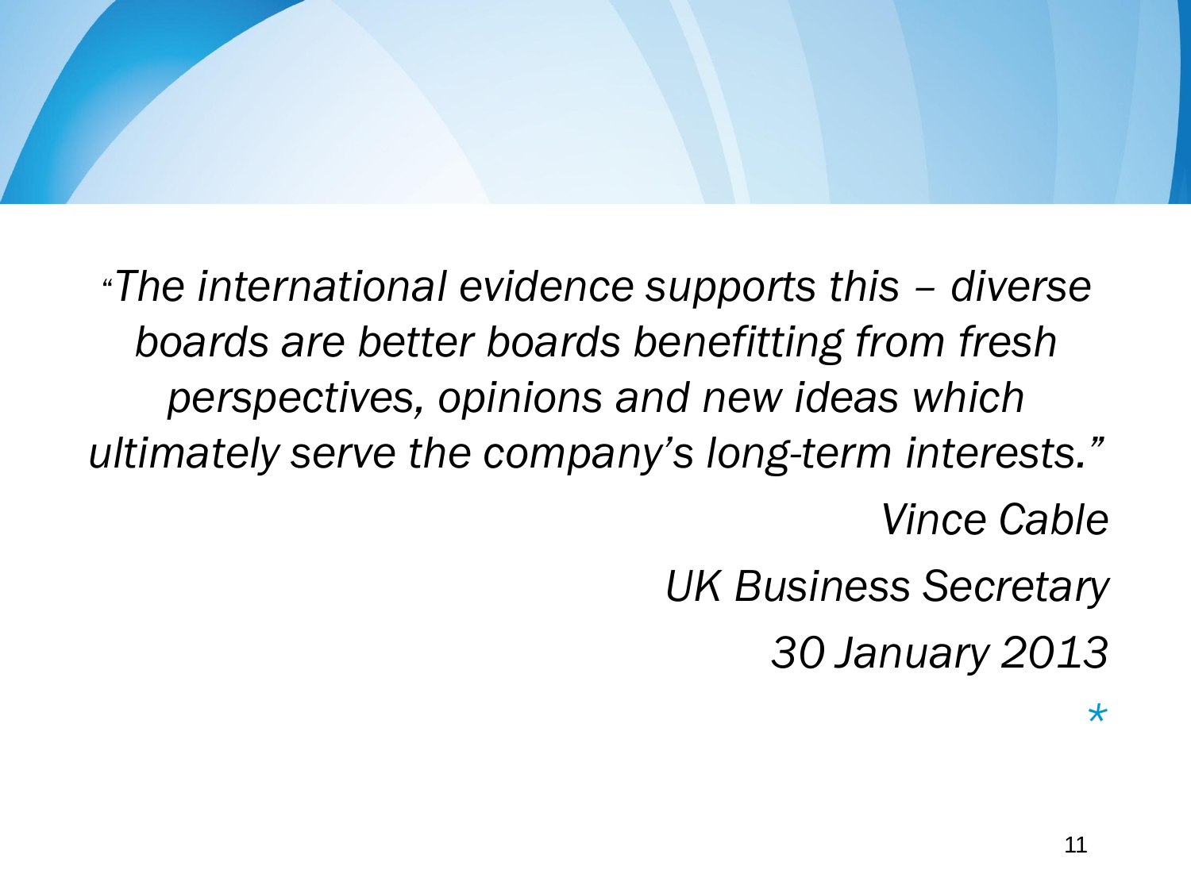*"The international evidence supports this – diverse boards are better boards benefitting from fresh perspectives, opinions and new ideas which ultimately serve the company's long-term interests."*

*Vince Cable*

*UK Business Secretary*

*30 January 2013*

*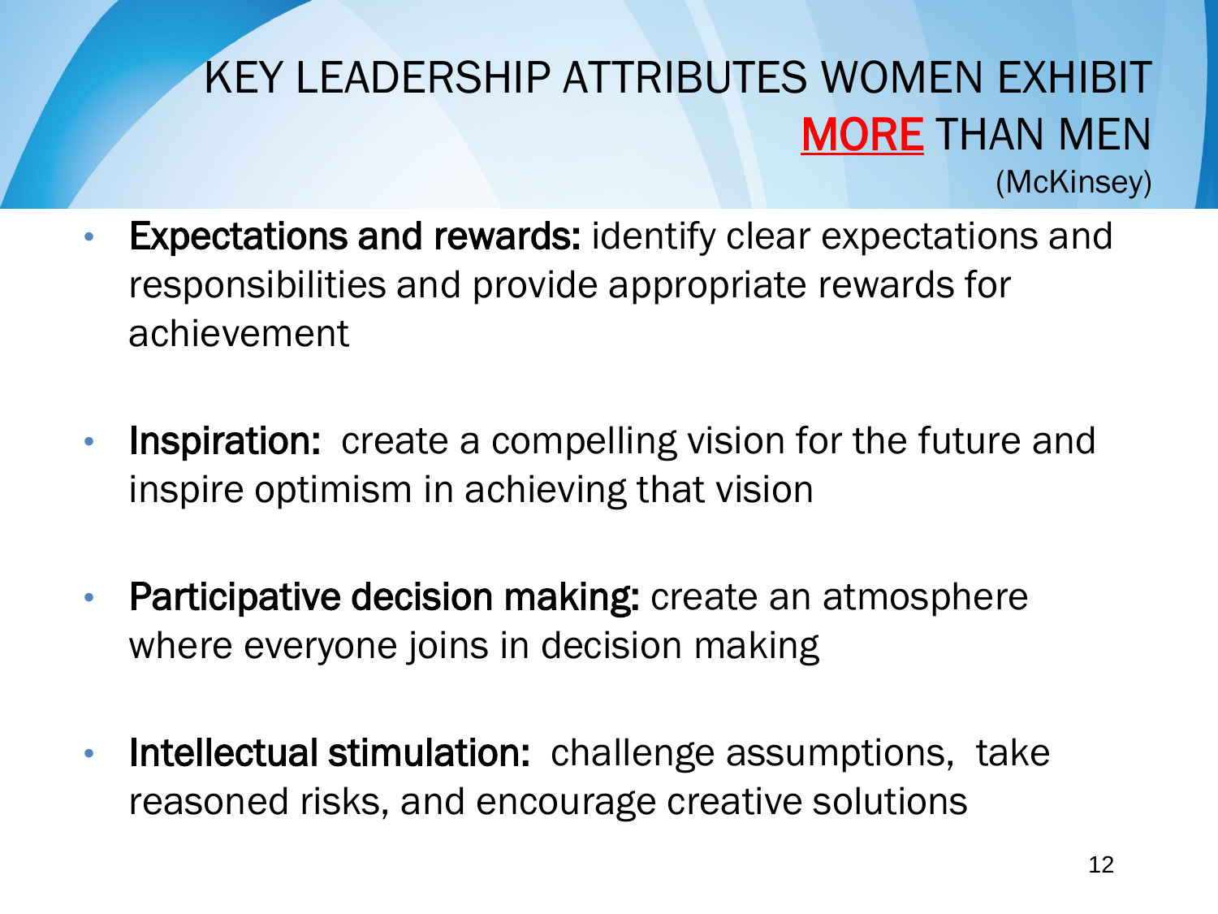# KEY LEADERSHIP ATTRIBUTES WOMEN EXHIBIT MORE THAN MEN

(McKinsey)

- **Expectations and rewards:** identify clear expectations and responsibilities and provide appropriate rewards for achievement
- **Inspiration:** create a compelling vision for the future and inspire optimism in achieving that vision
- **Participative decision making:** create an atmosphere where everyone joins in decision making
- **Intellectual stimulation:** challenge assumptions, take reasoned risks, and encourage creative solutions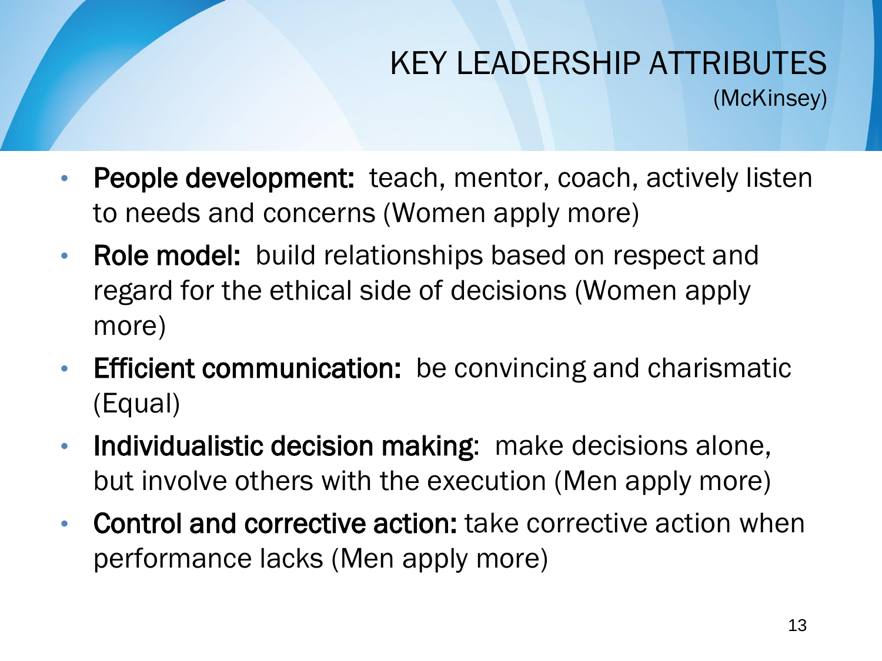# KEY LEADERSHIP ATTRIBUTES
(McKinsey)

- **People development:** teach, mentor, coach, actively listen to needs and concerns (Women apply more)
- **Role model:** build relationships based on respect and regard for the ethical side of decisions (Women apply more)
- **Efficient communication:** be convincing and charismatic (Equal)
- **Individualistic decision making:** make decisions alone, but involve others with the execution (Men apply more)
- **Control and corrective action:** take corrective action when performance lacks (Men apply more)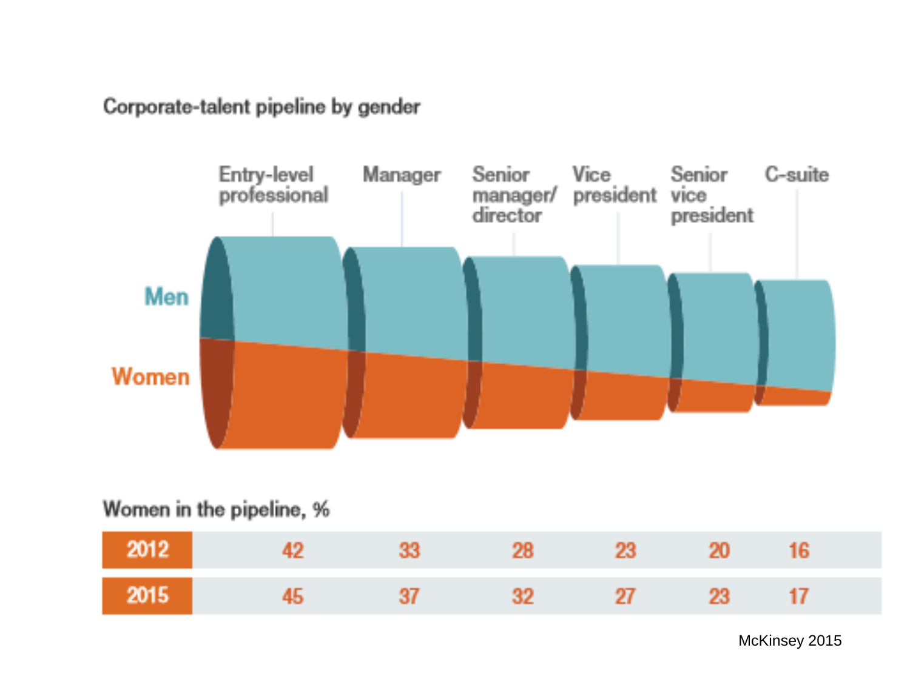## Corporate-talent pipeline by gender

Men

Women

**Women in the pipeline, %**

| | Entry-level professional | Manager | Senior manager/ director | Vice president | Senior vice president | C-suite |
|---|---|---|---|---|---|---|
| 2012 | 42 | 33 | 28 | 23 | 20 | 16 |
| 2015 | 45 | 37 | 32 | 27 | 23 | 17 |

McKinsey 2015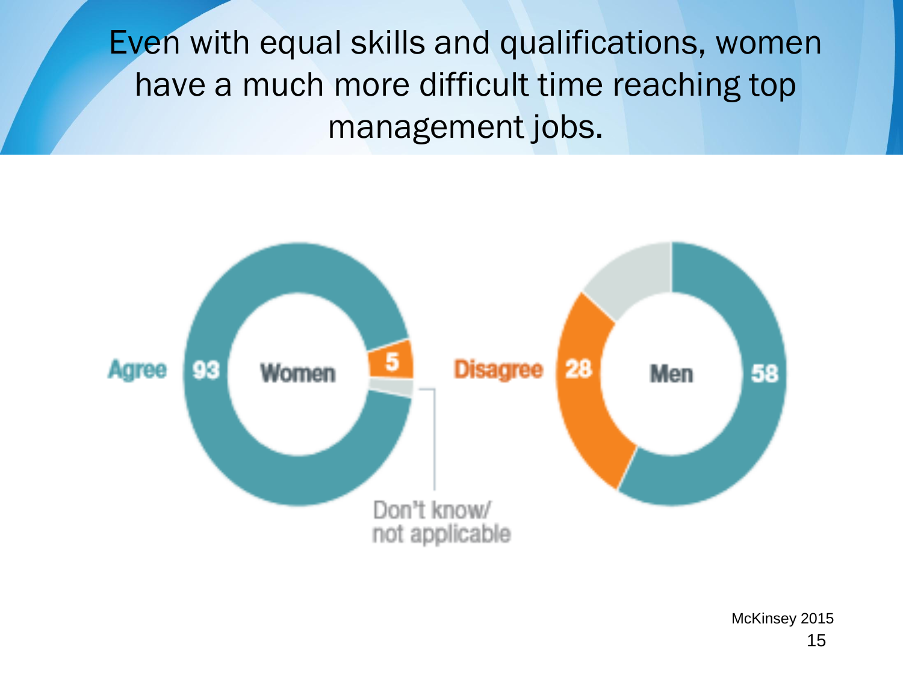# Even with equal skills and qualifications, women have a much more difficult time reaching top management jobs.

Agree 93 Women 5

Don't know/ not applicable

Disagree 28 Men 58

McKinsey 2015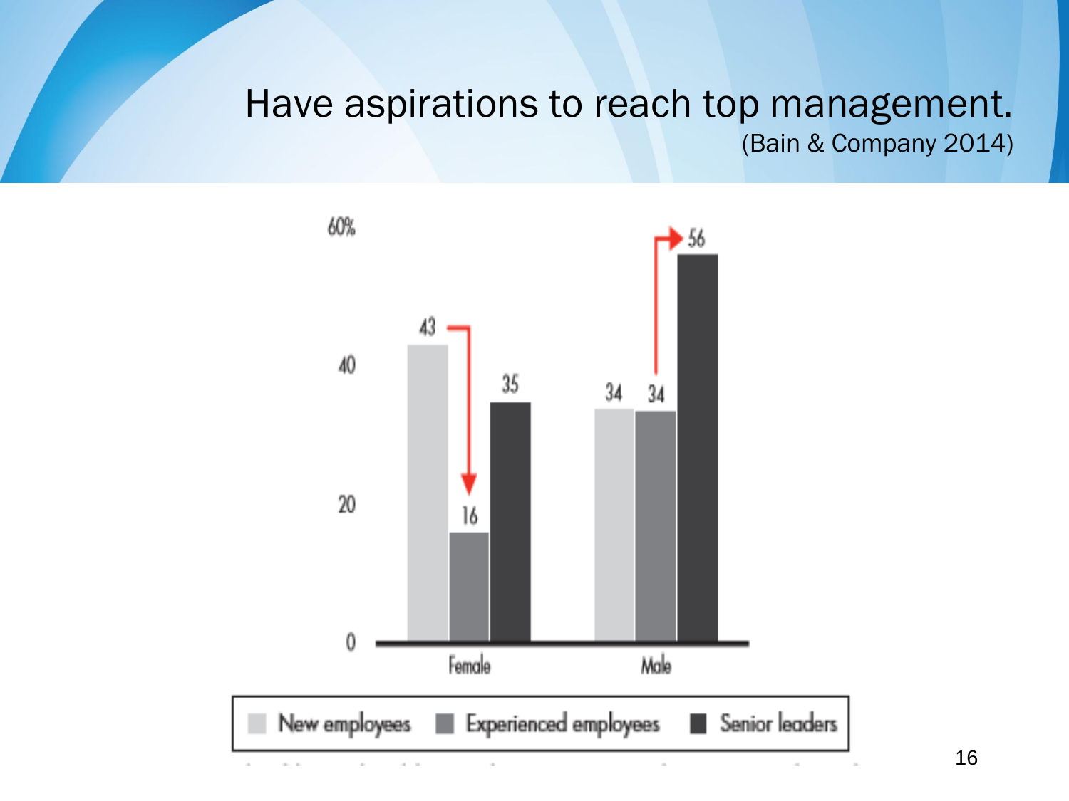# Have aspirations to reach top management.

(Bain & Company 2014)

| | New employees | Experienced employees | Senior leaders |
|---|---|---|---|
| Female | 43 | 16 | 35 |
| Male | 34 | 34 | 56 |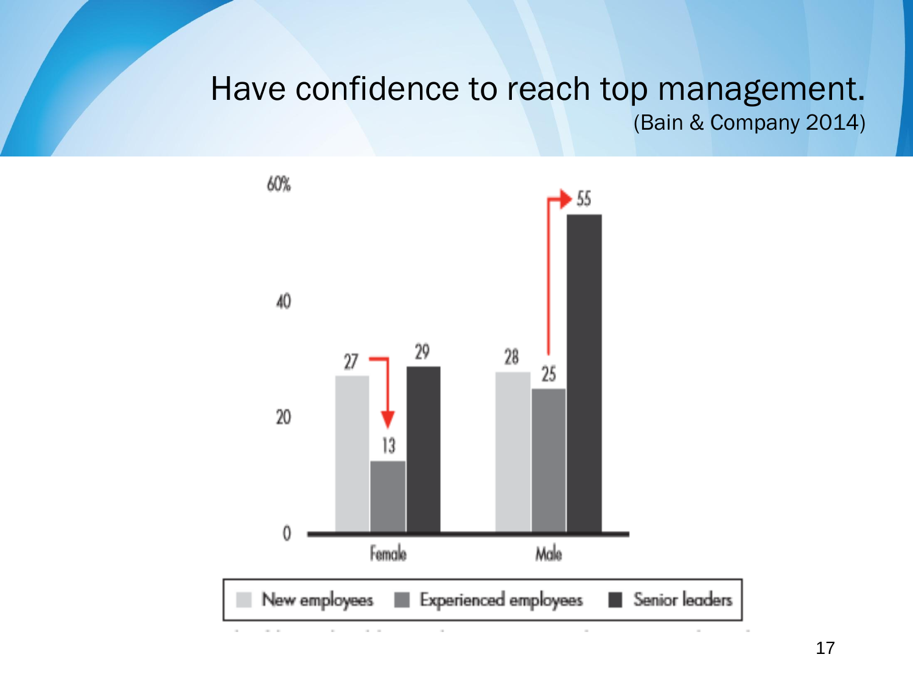# Have confidence to reach top management.

(Bain & Company 2014)

| | New employees | Experienced employees | Senior leaders |
|---|---|---|---|
| Female | 27 | 13 | 29 |
| Male | 28 | 25 | 55 |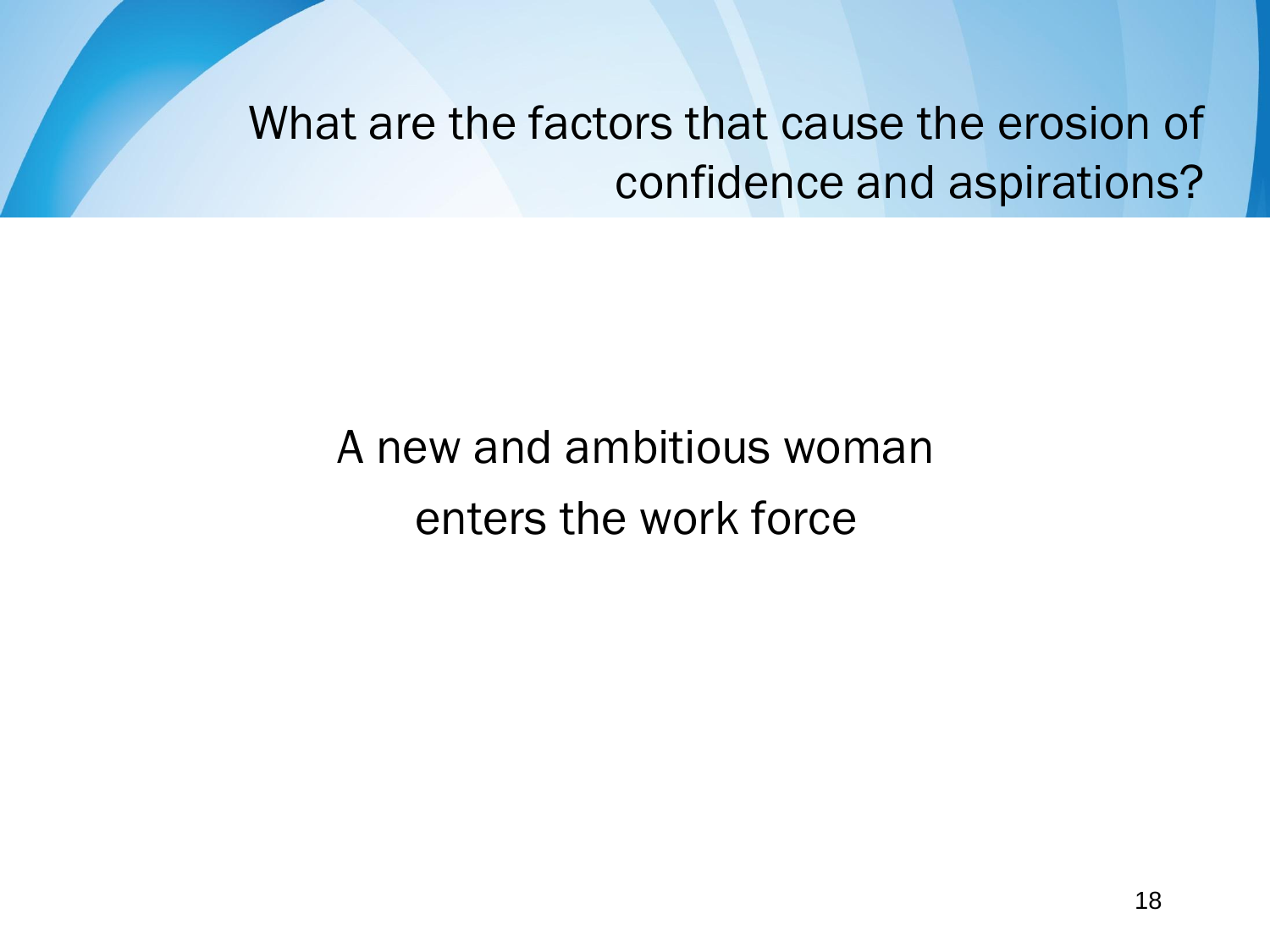# What are the factors that cause the erosion of confidence and aspirations?

A new and ambitious woman enters the work force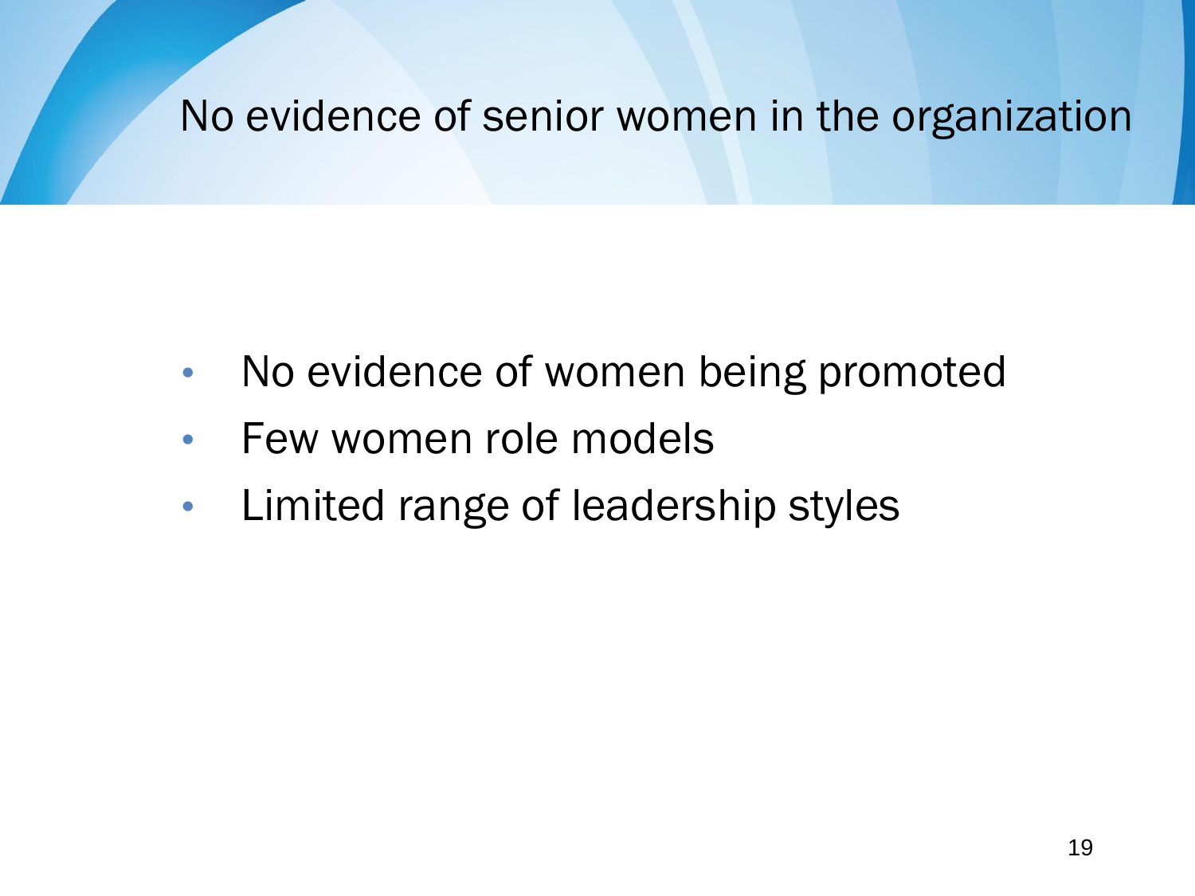# No evidence of senior women in the organization

- No evidence of women being promoted
- Few women role models
- Limited range of leadership styles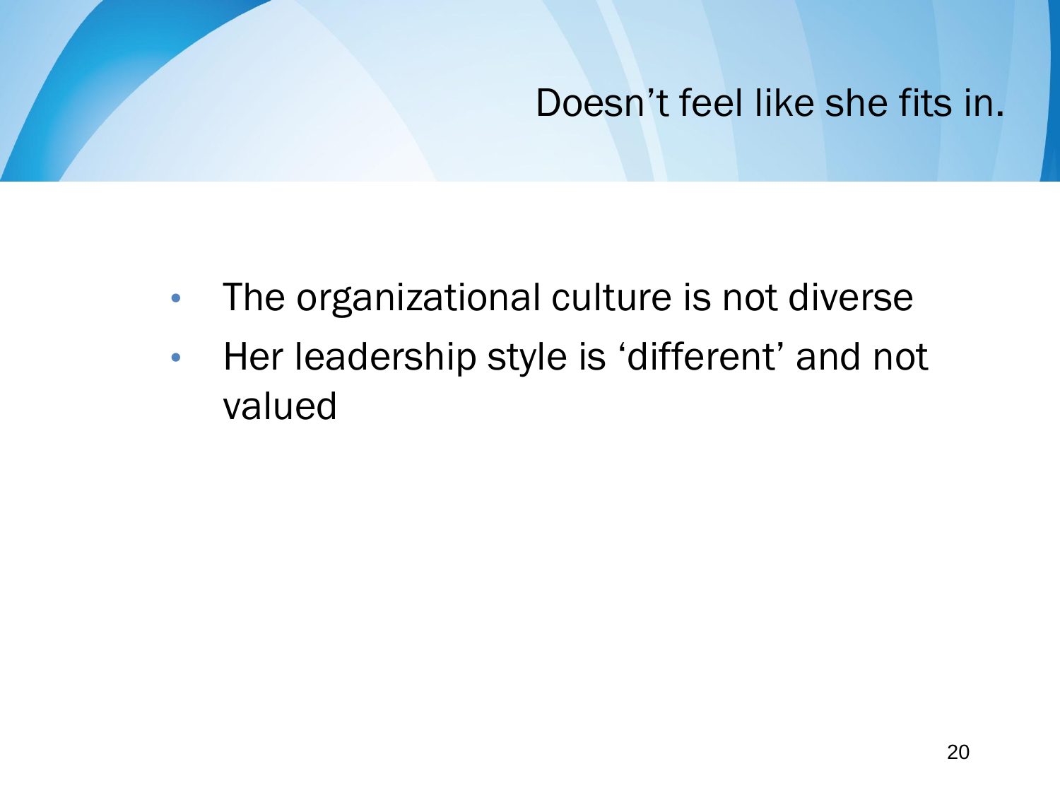# Doesn’t feel like she fits in.

- The organizational culture is not diverse
- Her leadership style is ‘different’ and not valued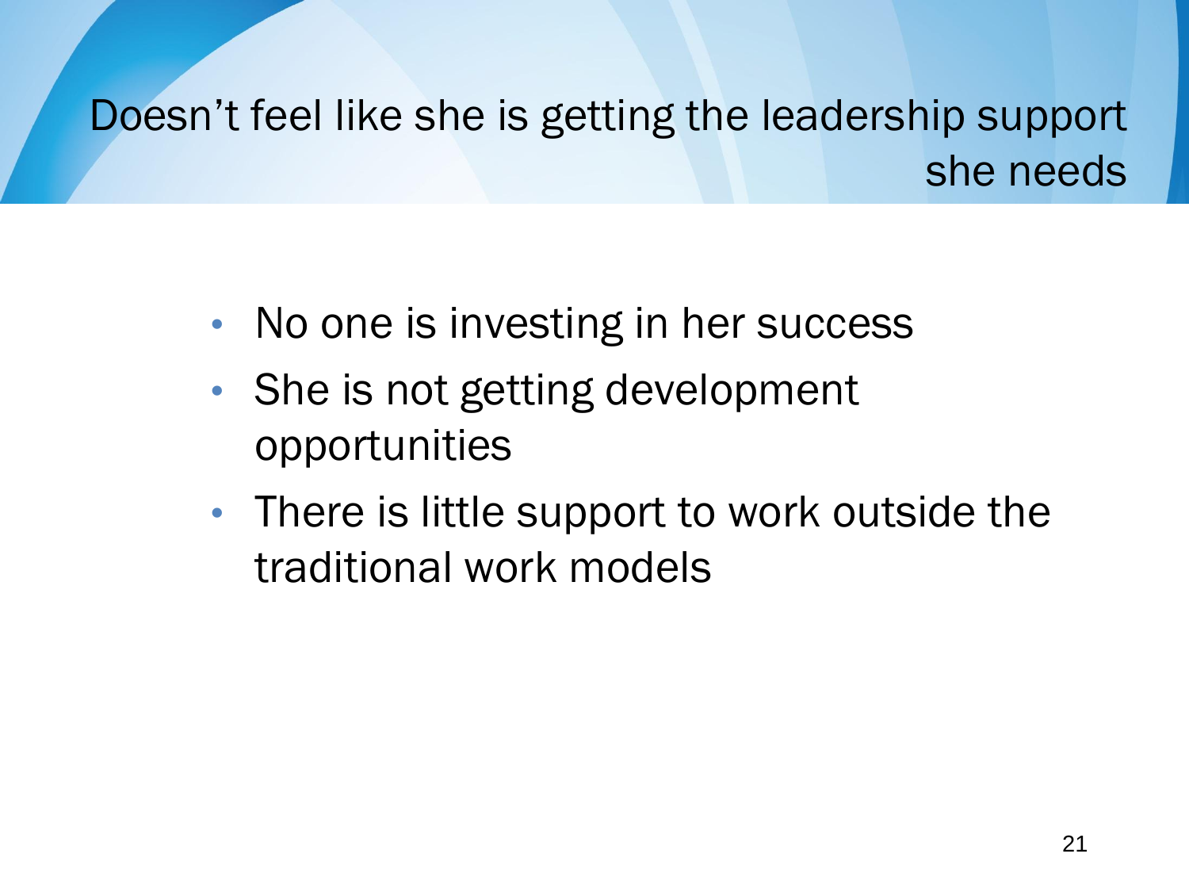# Doesn't feel like she is getting the leadership support she needs

- No one is investing in her success
- She is not getting development opportunities
- There is little support to work outside the traditional work models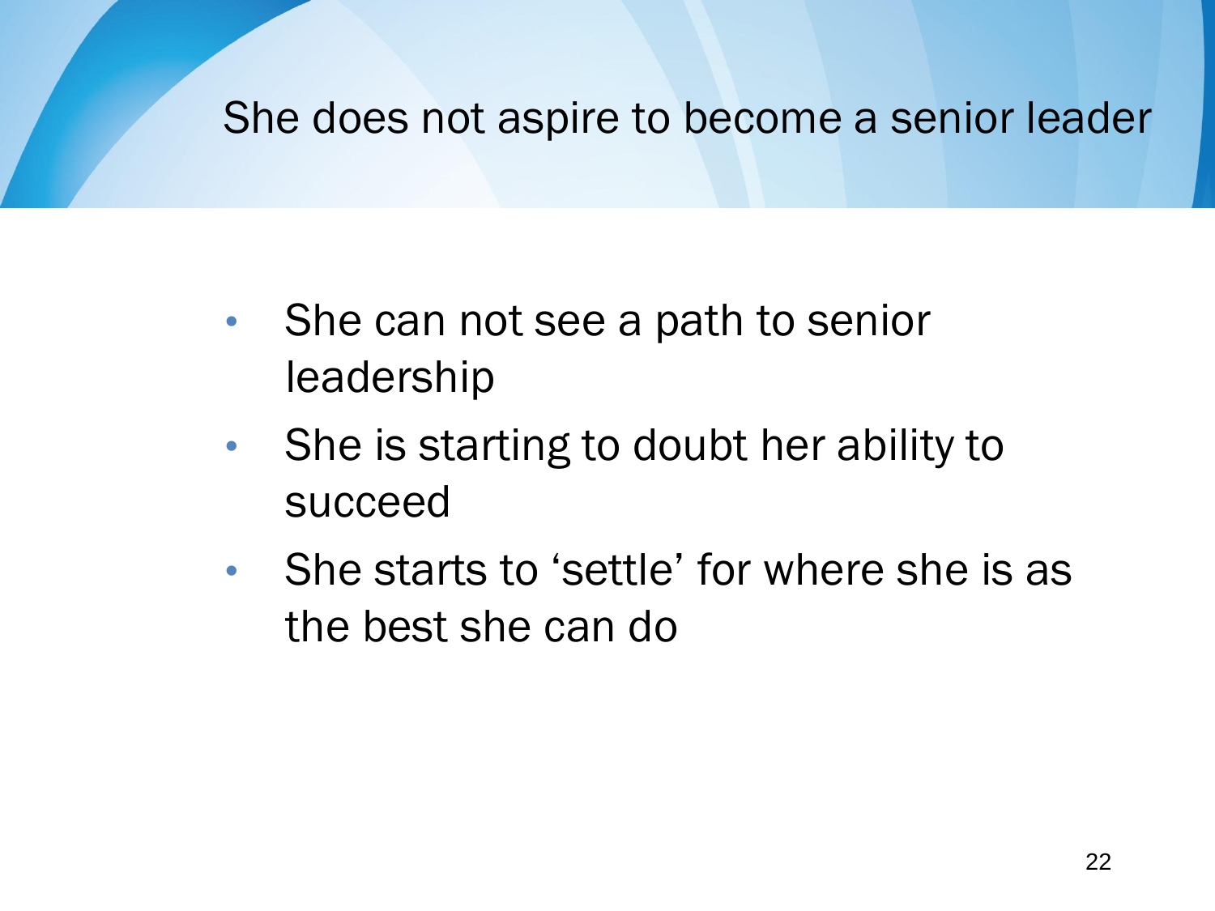# She does not aspire to become a senior leader

- She can not see a path to senior leadership
- She is starting to doubt her ability to succeed
- She starts to 'settle' for where she is as the best she can do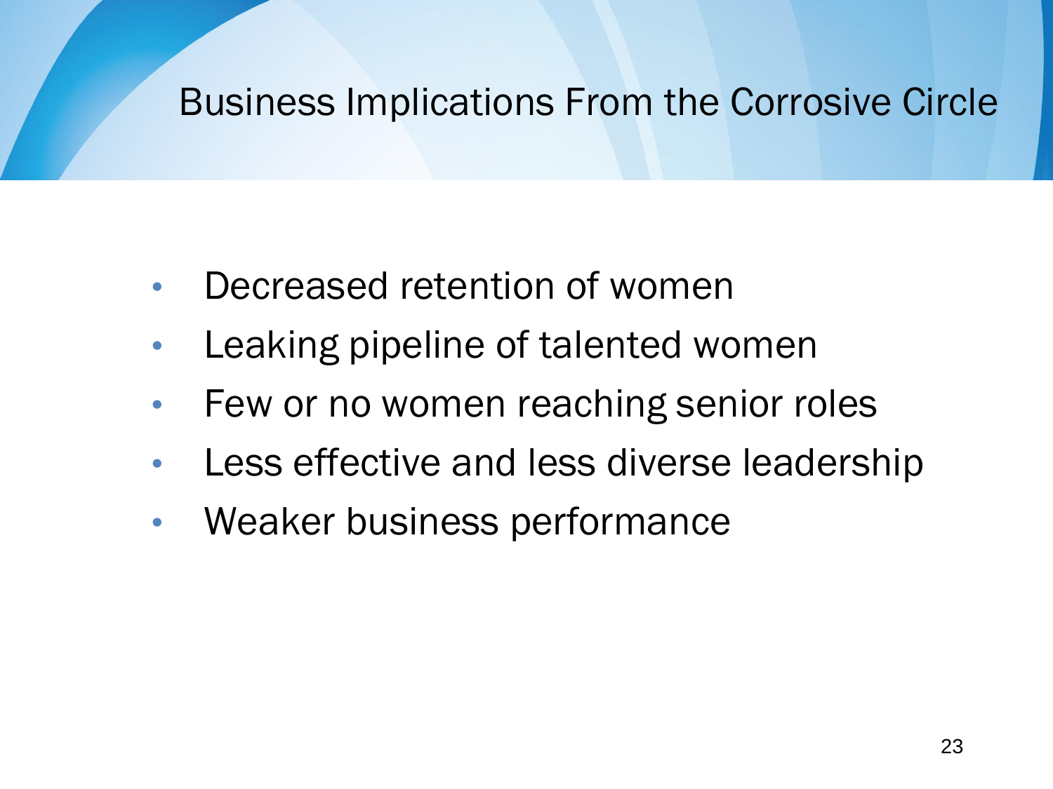# Business Implications From the Corrosive Circle

- Decreased retention of women
- Leaking pipeline of talented women
- Few or no women reaching senior roles
- Less effective and less diverse leadership
- Weaker business performance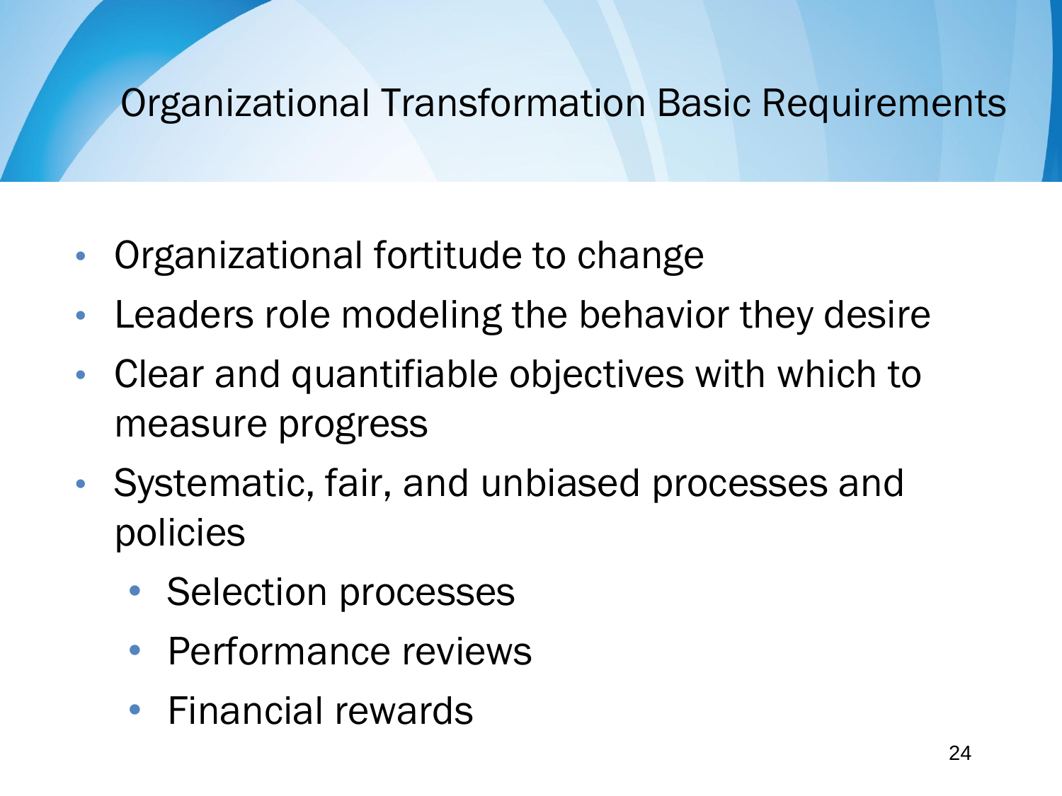# Organizational Transformation Basic Requirements

- Organizational fortitude to change
- Leaders role modeling the behavior they desire
- Clear and quantifiable objectives with which to measure progress
- Systematic, fair, and unbiased processes and policies
  - Selection processes
  - Performance reviews
  - Financial rewards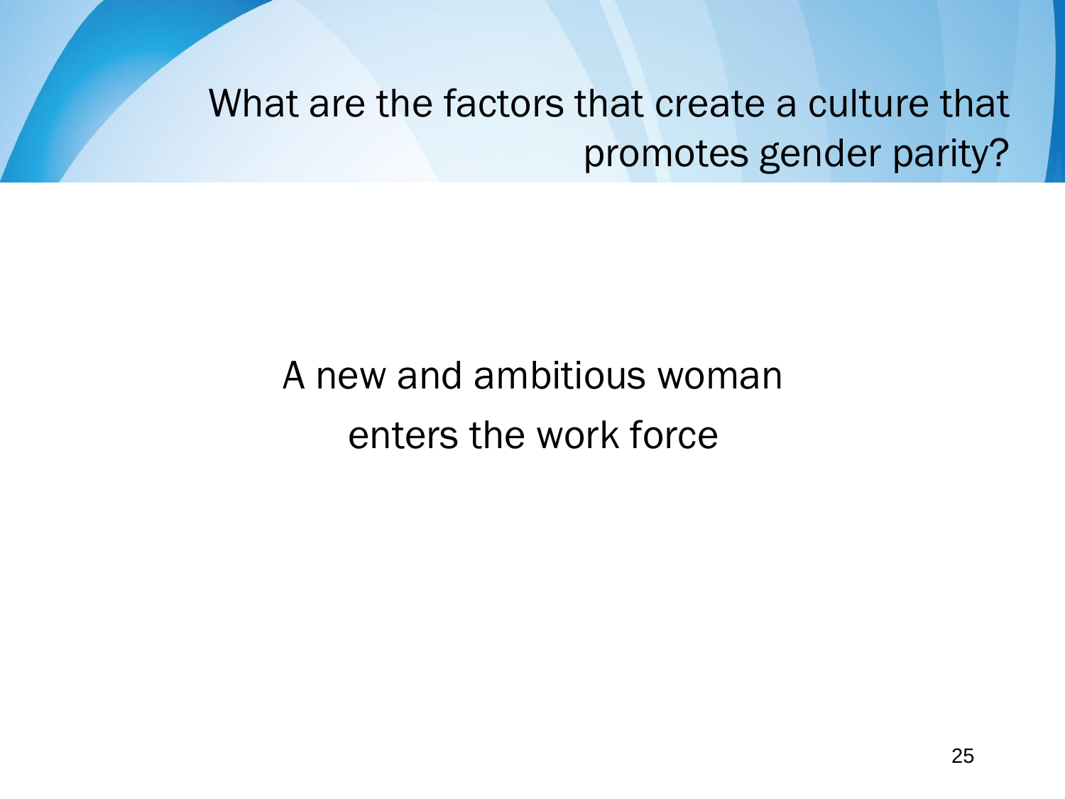# What are the factors that create a culture that promotes gender parity?

A new and ambitious woman enters the work force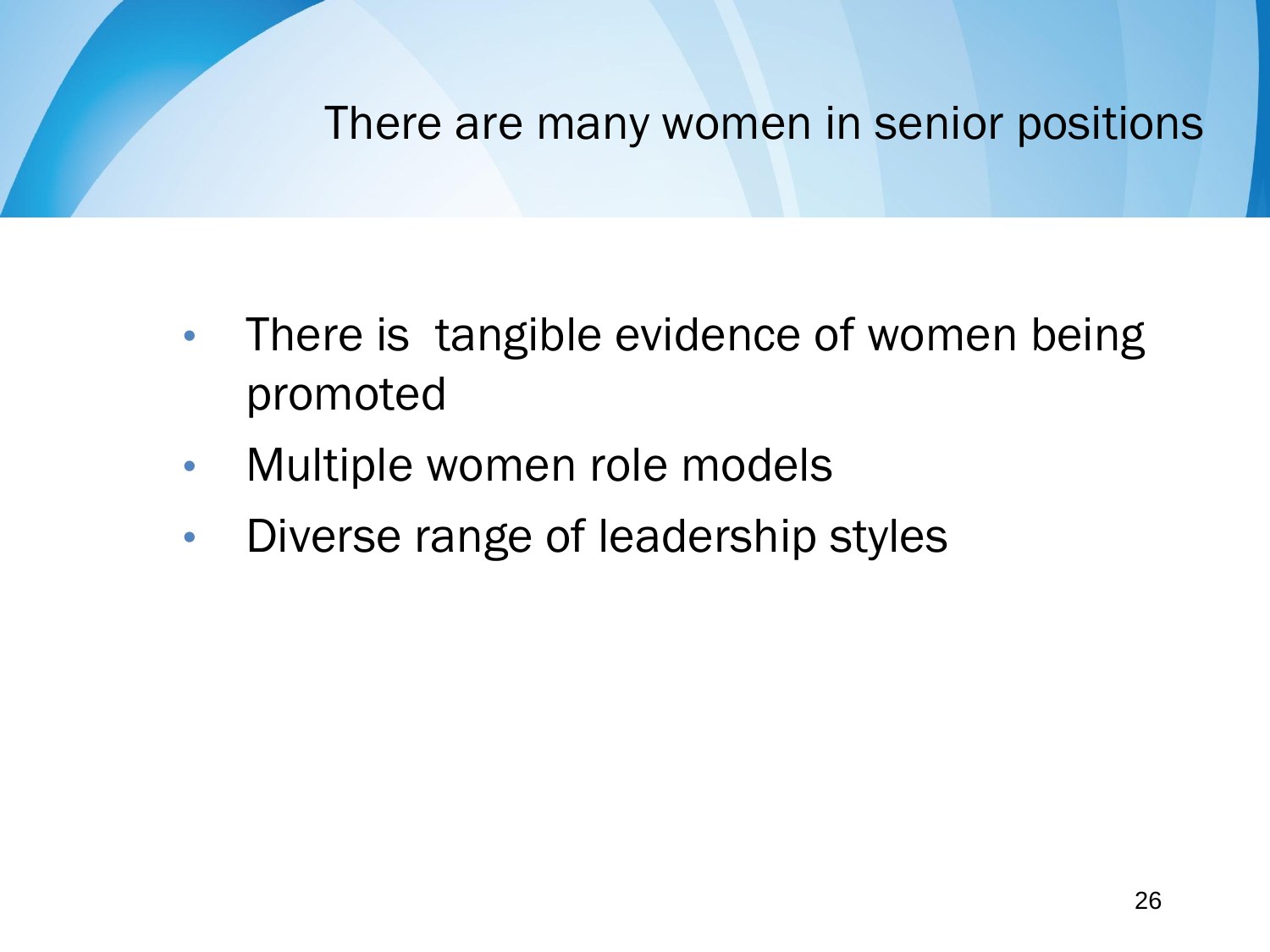# There are many women in senior positions

- There is  tangible evidence of women being promoted
- Multiple women role models
- Diverse range of leadership styles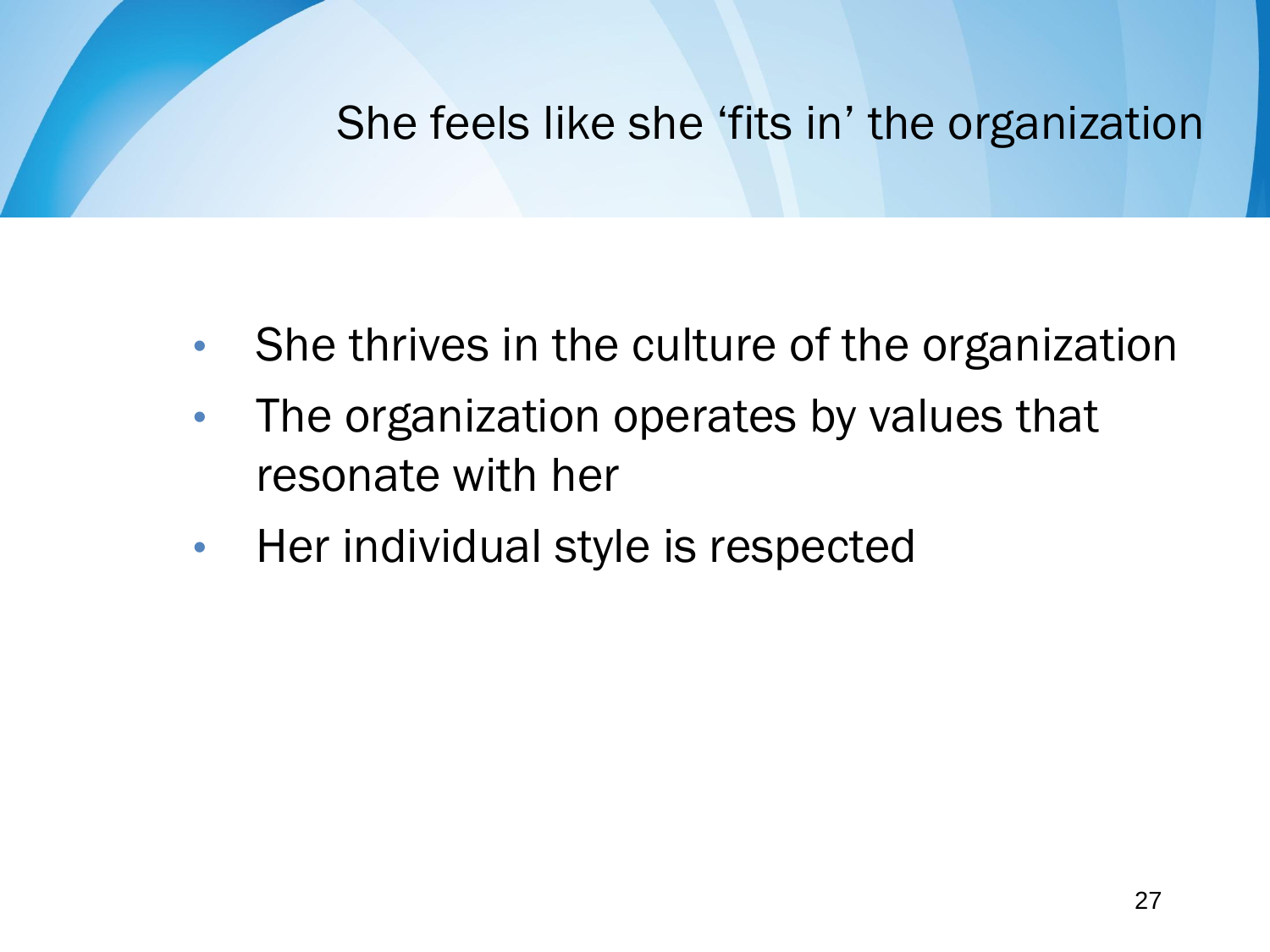# She feels like she 'fits in' the organization

- She thrives in the culture of the organization
- The organization operates by values that resonate with her
- Her individual style is respected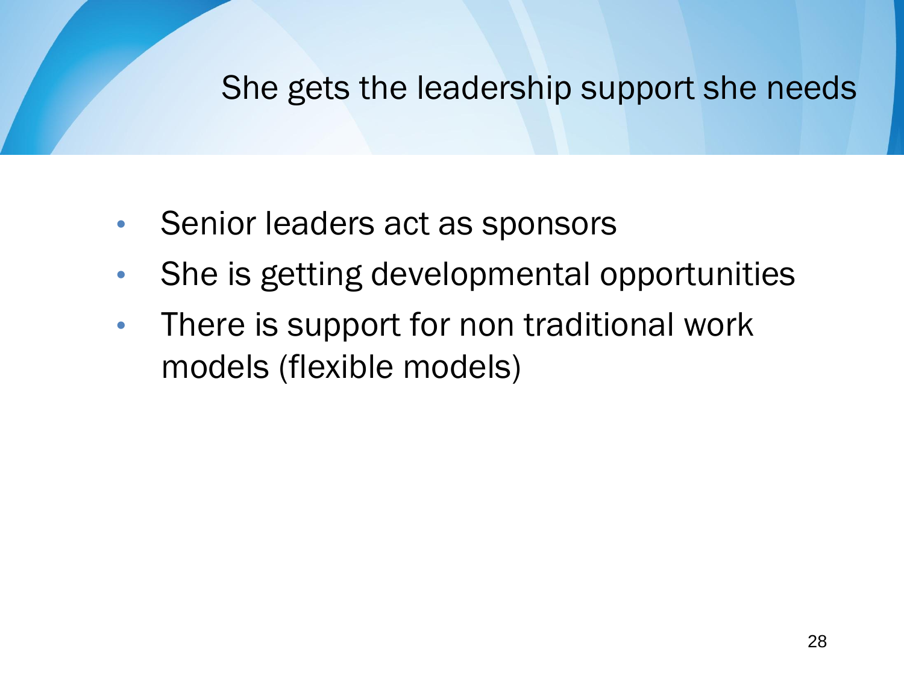# She gets the leadership support she needs

- Senior leaders act as sponsors
- She is getting developmental opportunities
- There is support for non traditional work models (flexible models)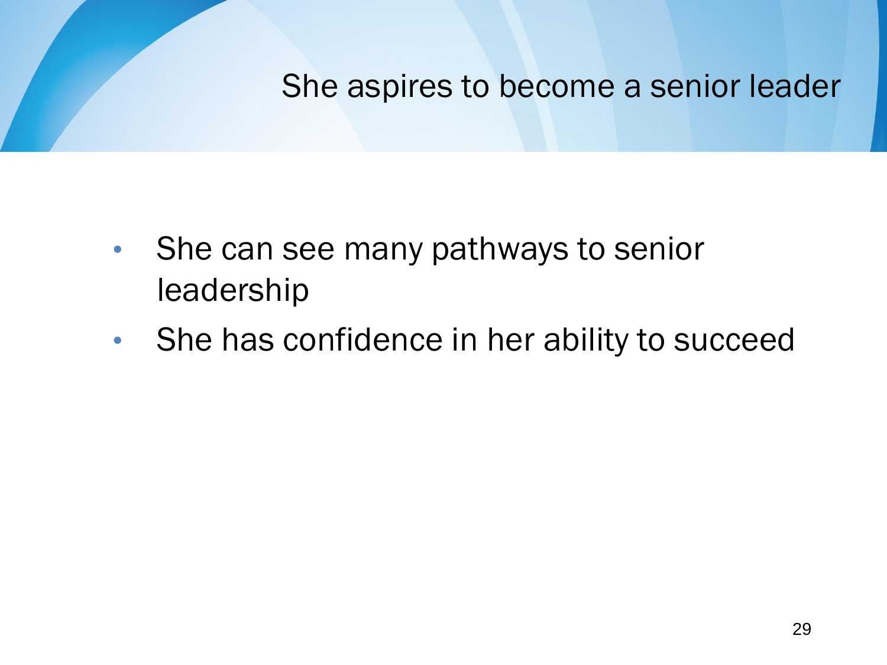# She aspires to become a senior leader

- She can see many pathways to senior leadership
- She has confidence in her ability to succeed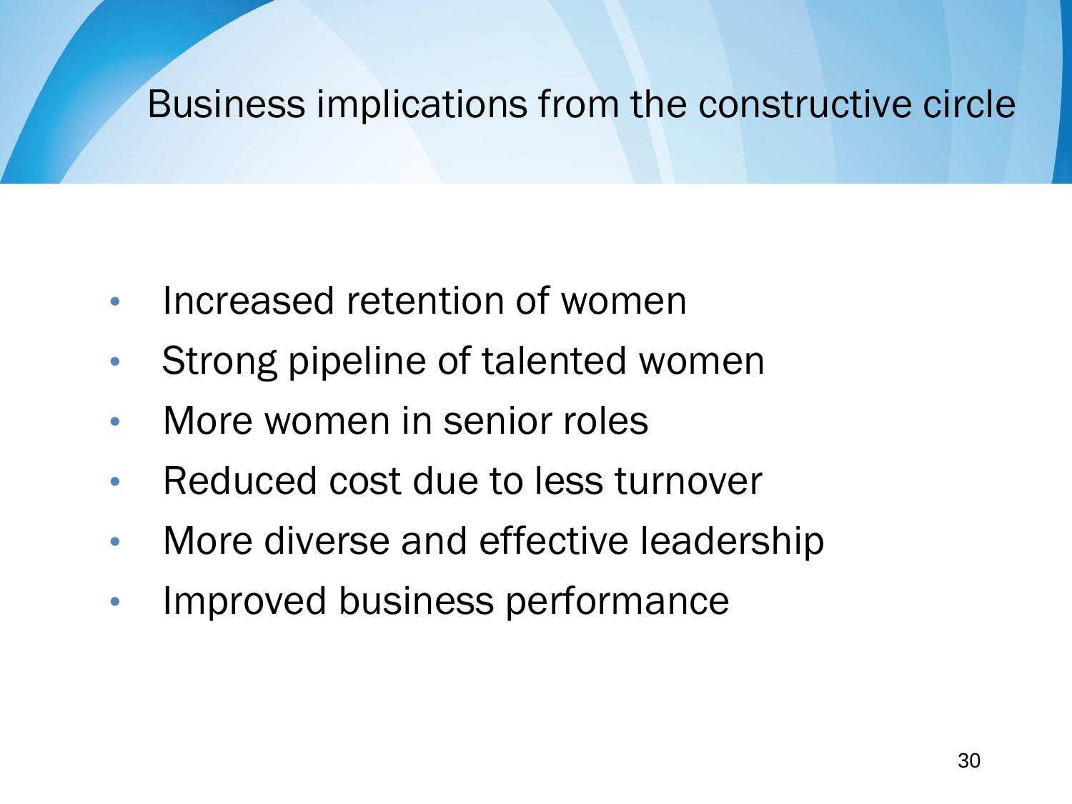# Business implications from the constructive circle

- Increased retention of women
- Strong pipeline of talented women
- More women in senior roles
- Reduced cost due to less turnover
- More diverse and effective leadership
- Improved business performance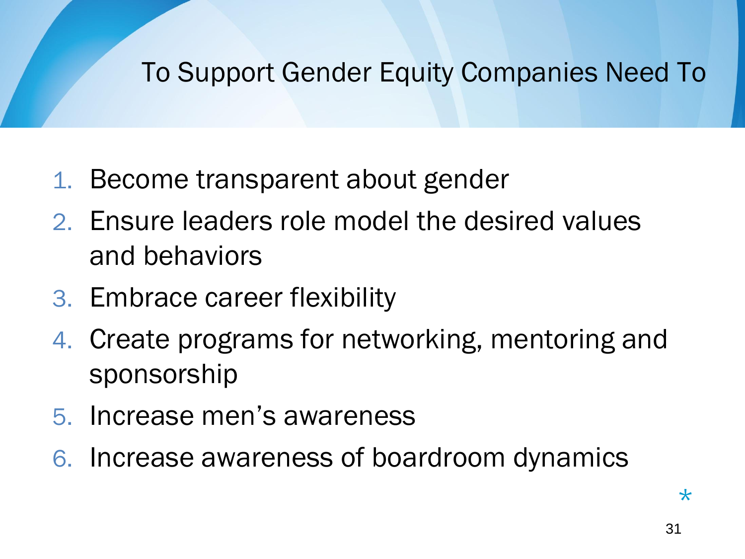# To Support Gender Equity Companies Need To

1. Become transparent about gender
2. Ensure leaders role model the desired values and behaviors
3. Embrace career flexibility
4. Create programs for networking, mentoring and sponsorship
5. Increase men's awareness
6. Increase awareness of boardroom dynamics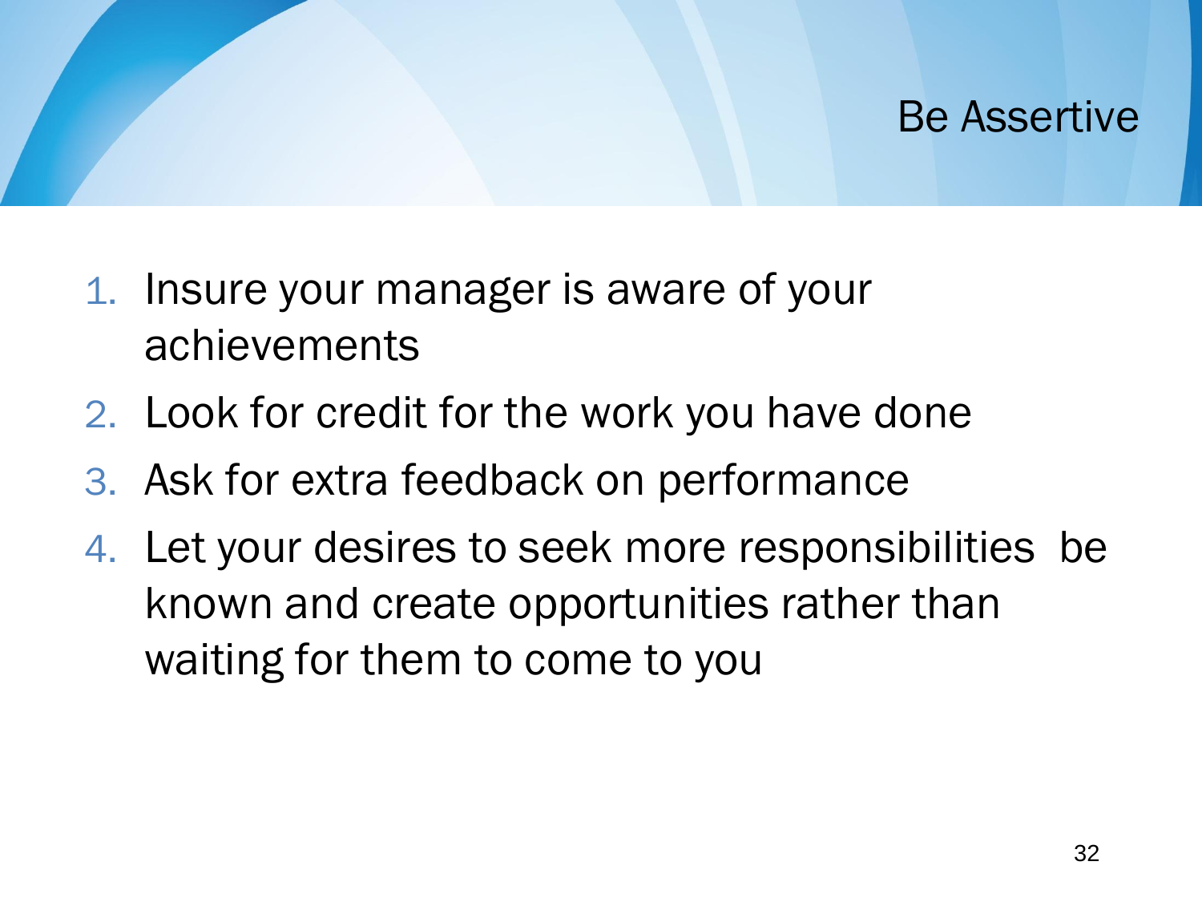# Be Assertive

1. Insure your manager is aware of your achievements
2. Look for credit for the work you have done
3. Ask for extra feedback on performance
4. Let your desires to seek more responsibilities be known and create opportunities rather than waiting for them to come to you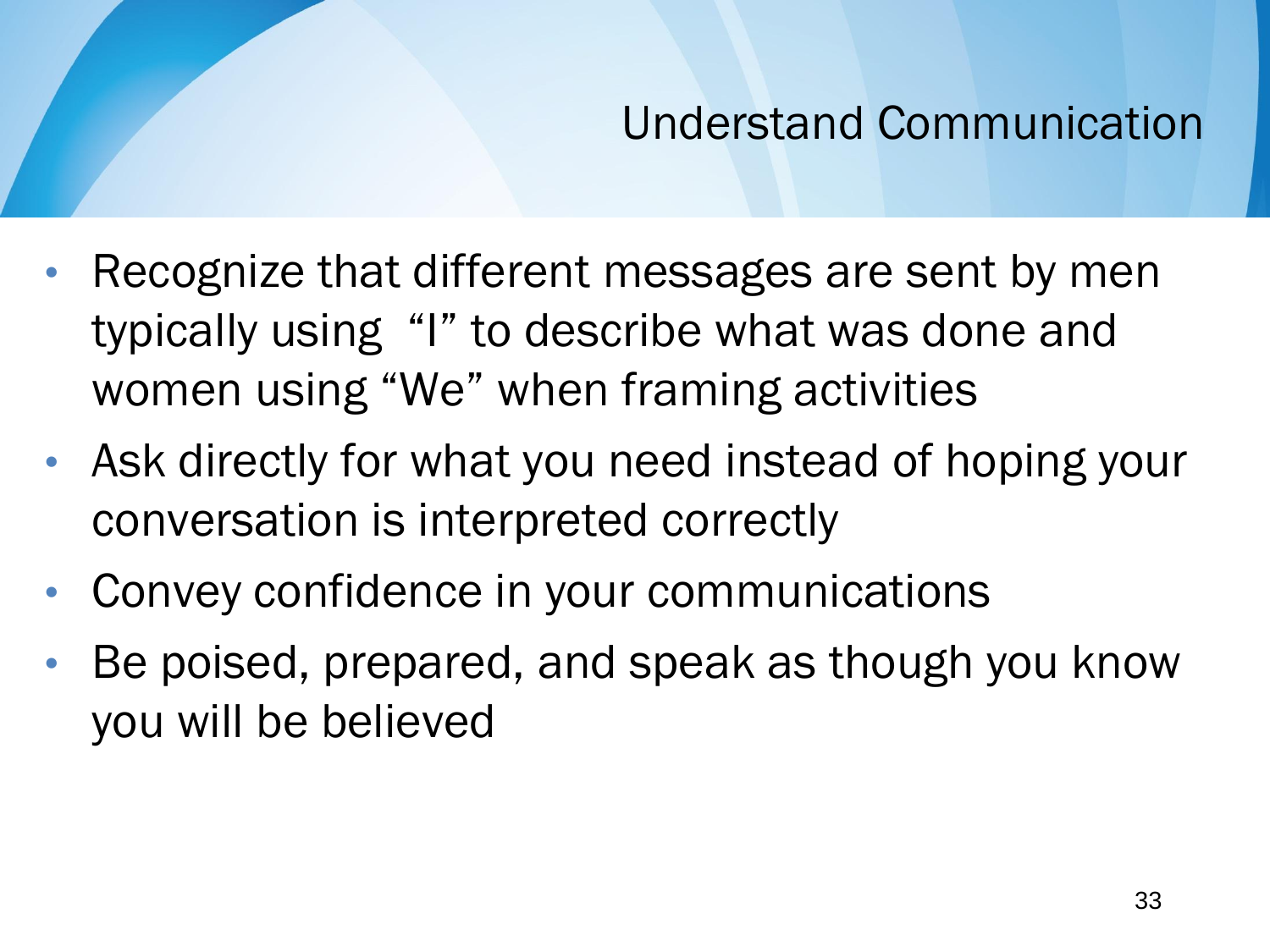## Understand Communication

- Recognize that different messages are sent by men typically using “I” to describe what was done and women using “We” when framing activities
- Ask directly for what you need instead of hoping your conversation is interpreted correctly
- Convey confidence in your communications
- Be poised, prepared, and speak as though you know you will be believed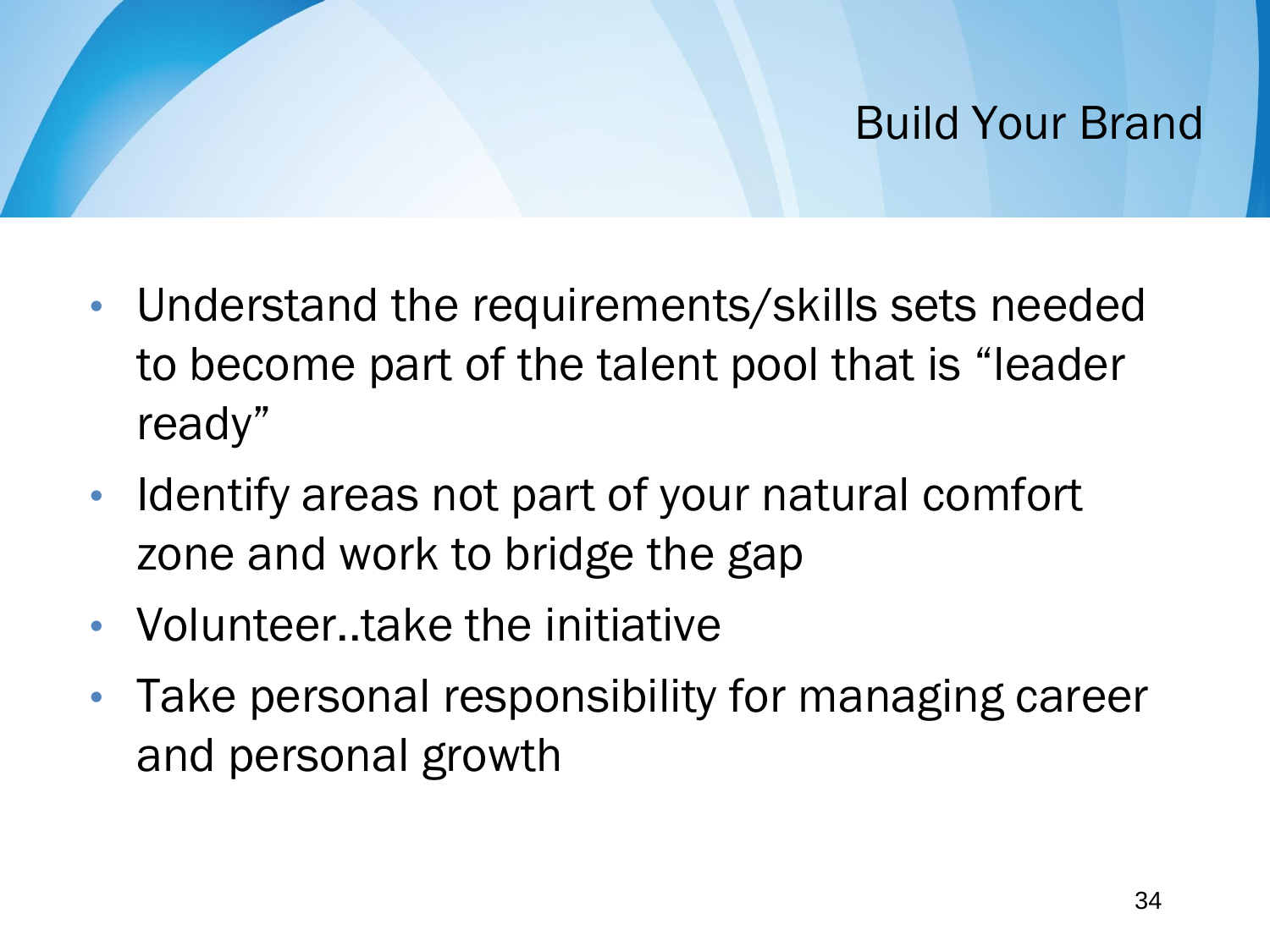# Build Your Brand

- Understand the requirements/skills sets needed to become part of the talent pool that is “leader ready”
- Identify areas not part of your natural comfort zone and work to bridge the gap
- Volunteer..take the initiative
- Take personal responsibility for managing career and personal growth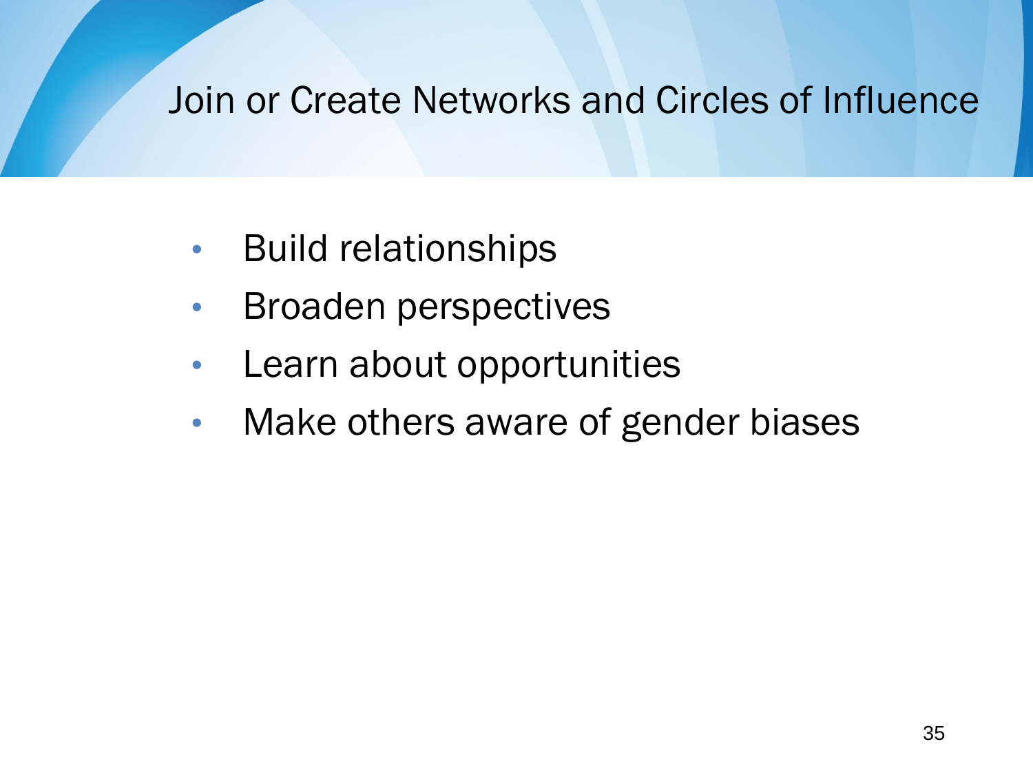# Join or Create Networks and Circles of Influence

- Build relationships
- Broaden perspectives
- Learn about opportunities
- Make others aware of gender biases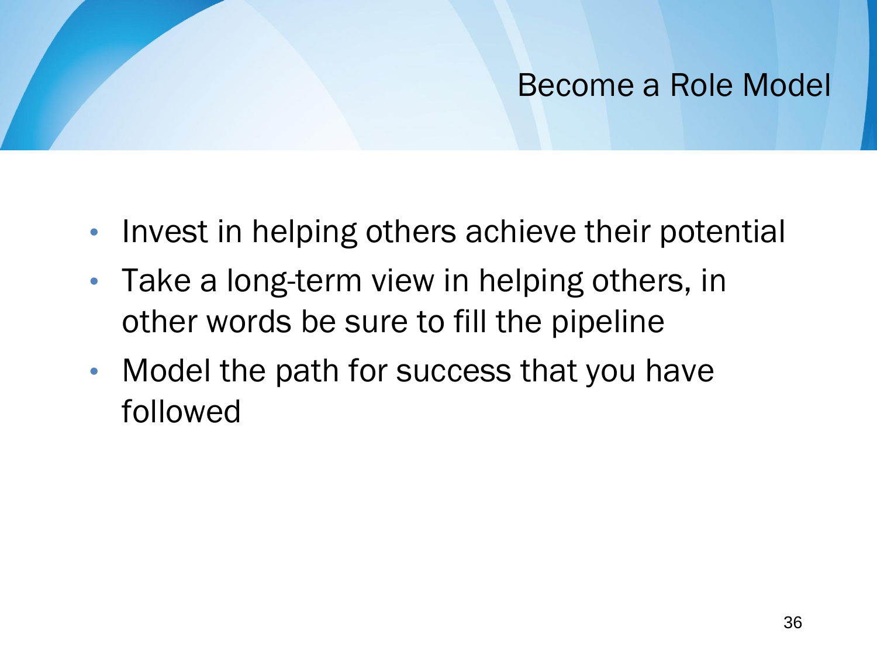# Become a Role Model

- Invest in helping others achieve their potential
- Take a long-term view in helping others, in other words be sure to fill the pipeline
- Model the path for success that you have followed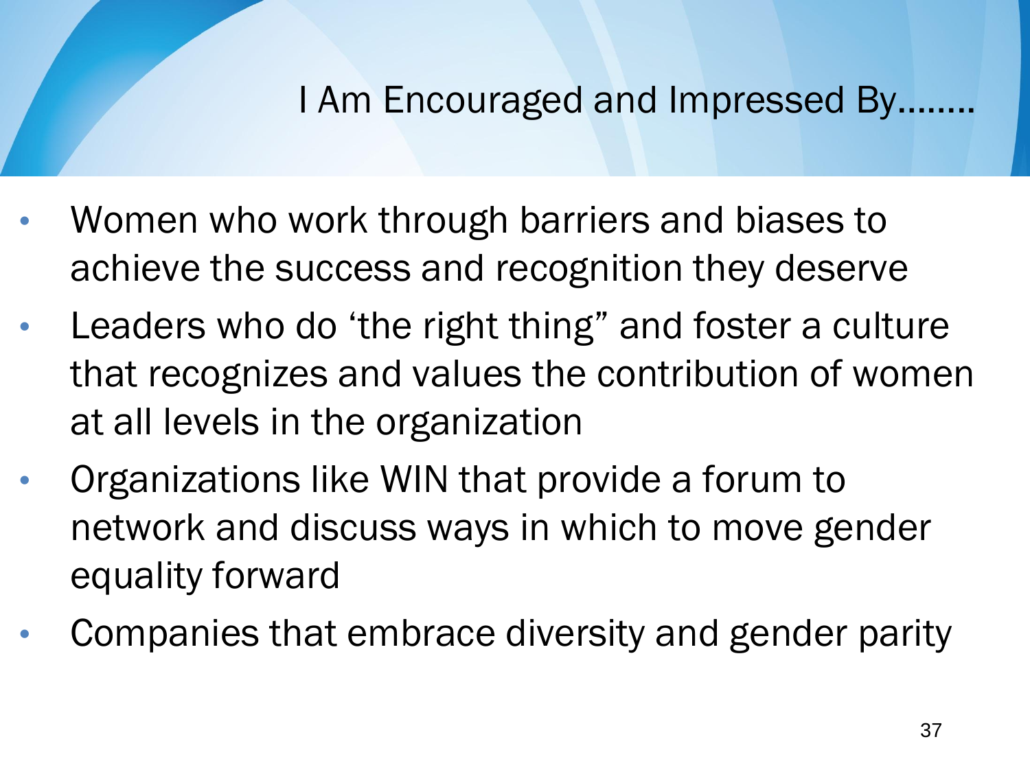## I Am Encouraged and Impressed By........

- Women who work through barriers and biases to achieve the success and recognition they deserve
- Leaders who do ‘the right thing” and foster a culture that recognizes and values the contribution of women at all levels in the organization
- Organizations like WIN that provide a forum to network and discuss ways in which to move gender equality forward
- Companies that embrace diversity and gender parity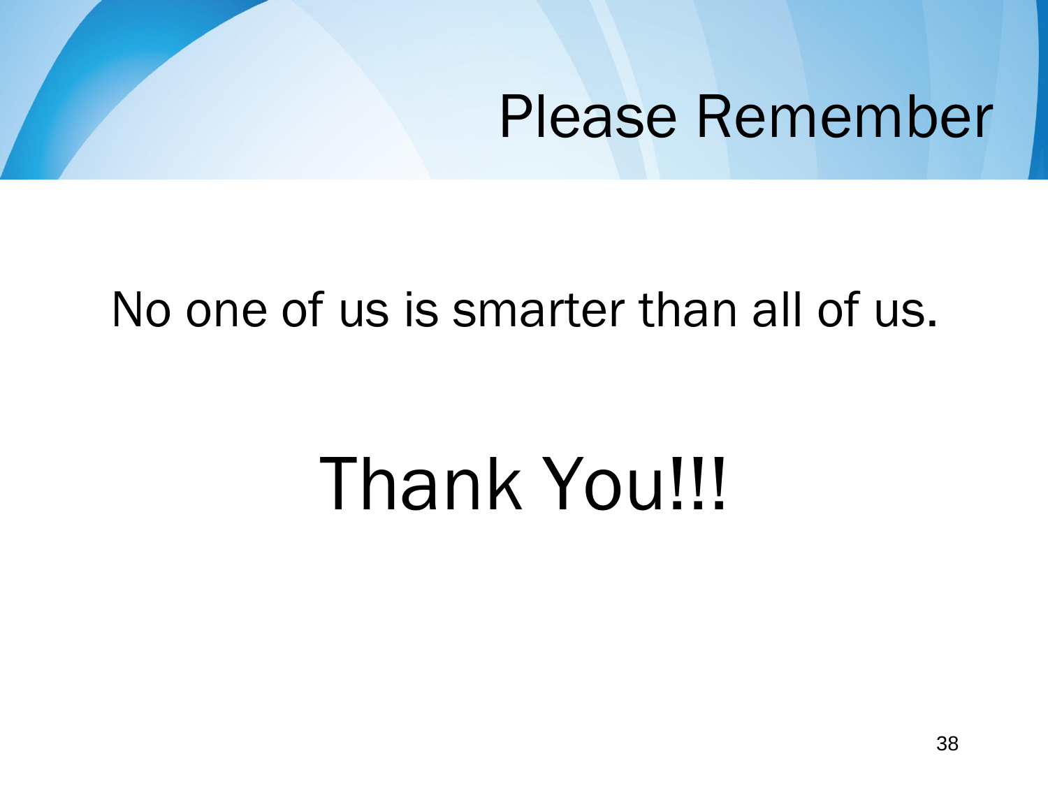# Please Remember

No one of us is smarter than all of us.

# Thank You!!!